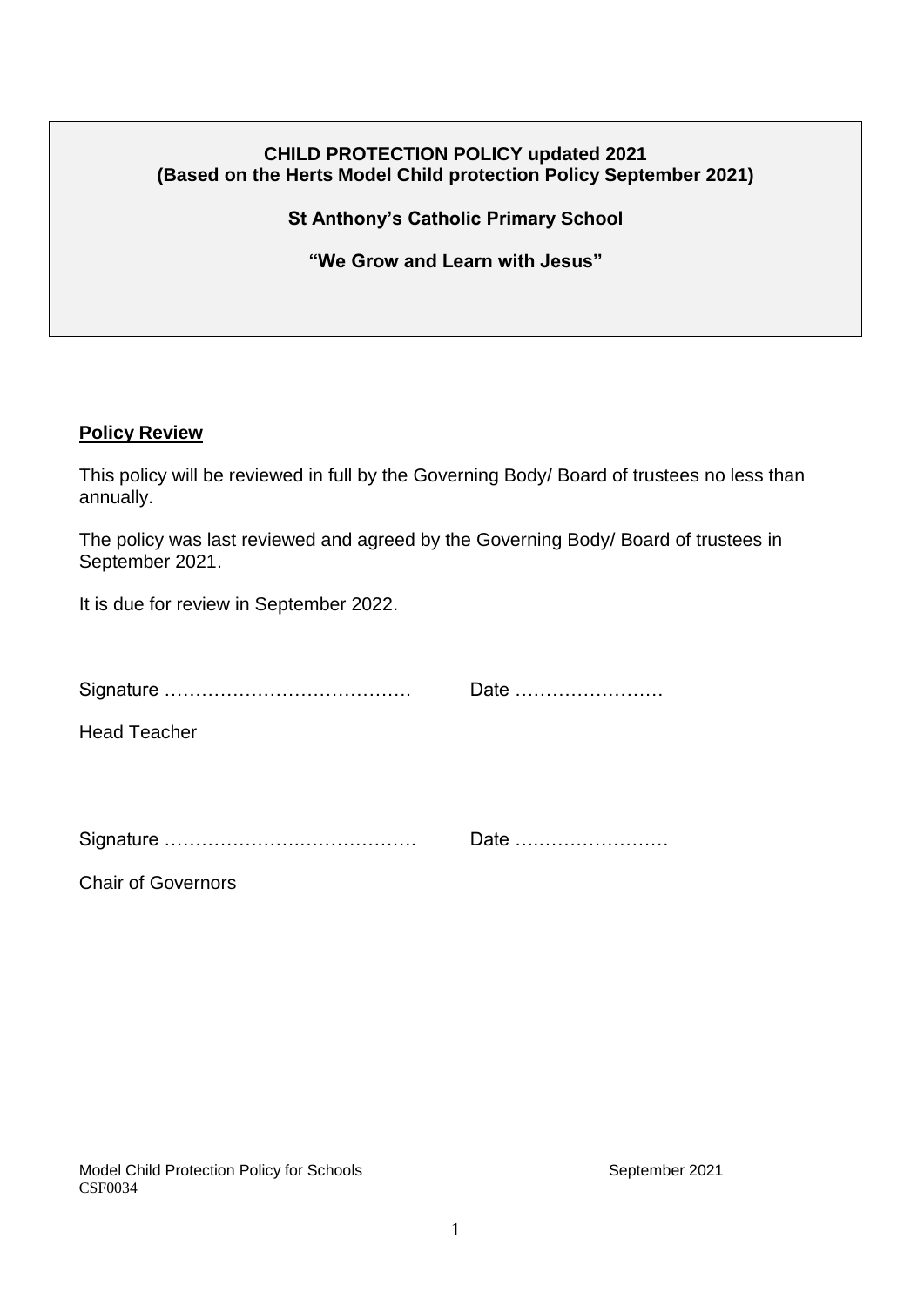**CHILD PROTECTION POLICY updated 2021**
**(Based on the Herts Model Child protection Policy September 2021)**

**St Anthony's Catholic Primary School**

**"We Grow and Learn with Jesus"**

## Policy Review

This policy will be reviewed in full by the Governing Body/ Board of trustees no less than annually.

The policy was last reviewed and agreed by the Governing Body/ Board of trustees in September 2021.

It is due for review in September 2022.

Signature …………………………………. Date ……………………

Head Teacher

Signature …………………….………………. Date ….…………………

Chair of Governors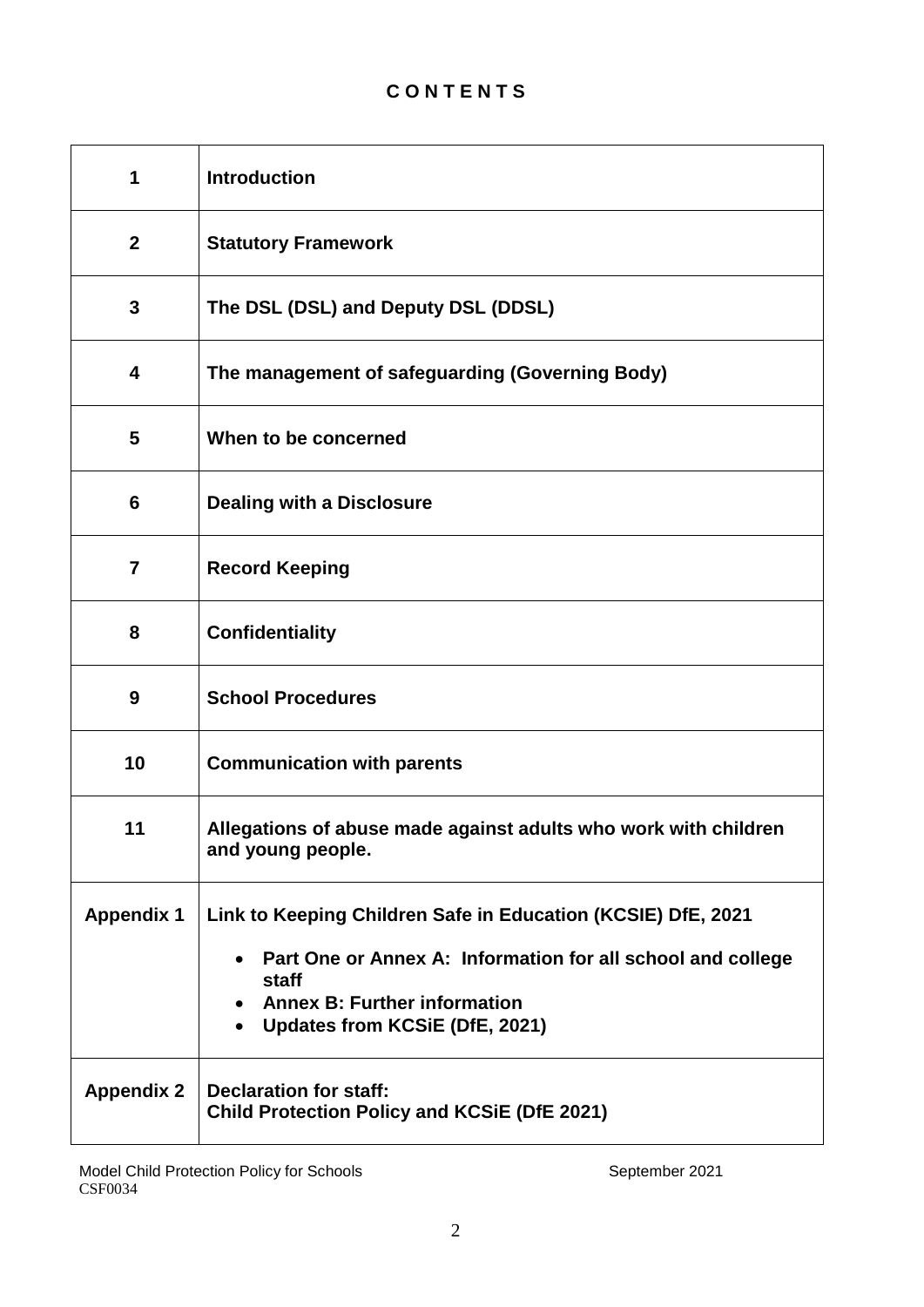## C O N T E N T S

| | |
|---|---|
| **1** | **Introduction** |
| **2** | **Statutory Framework** |
| **3** | **The DSL (DSL) and Deputy DSL (DDSL)** |
| **4** | **The management of safeguarding (Governing Body)** |
| **5** | **When to be concerned** |
| **6** | **Dealing with a Disclosure** |
| **7** | **Record Keeping** |
| **8** | **Confidentiality** |
| **9** | **School Procedures** |
| **10** | **Communication with parents** |
| **11** | **Allegations of abuse made against adults who work with children and young people.** |
| **Appendix 1** | **Link to Keeping Children Safe in Education (KCSIE) DfE, 2021**<br>• **Part One or Annex A: Information for all school and college staff**<br>• **Annex B: Further information**<br>• **Updates from KCSiE (DfE, 2021)** |
| **Appendix 2** | **Declaration for staff:**<br>**Child Protection Policy and KCSiE (DfE 2021)** |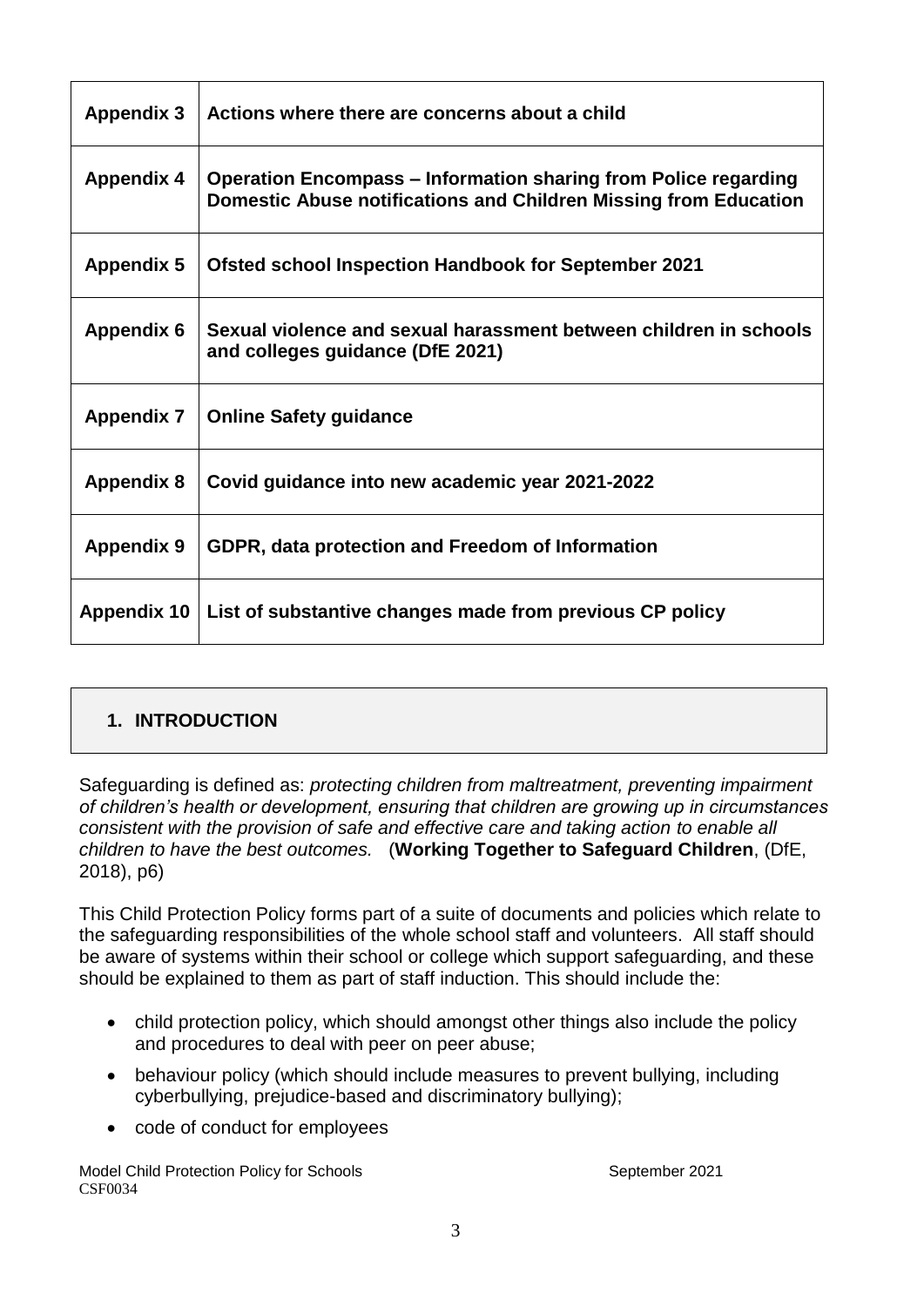| Appendix 3 | Actions where there are concerns about a child |
|---|---|
| **Appendix 4** | **Operation Encompass – Information sharing from Police regarding Domestic Abuse notifications and Children Missing from Education** |
| **Appendix 5** | **Ofsted school Inspection Handbook for September 2021** |
| **Appendix 6** | **Sexual violence and sexual harassment between children in schools and colleges guidance (DfE 2021)** |
| **Appendix 7** | **Online Safety guidance** |
| **Appendix 8** | **Covid guidance into new academic year 2021-2022** |
| **Appendix 9** | **GDPR, data protection and Freedom of Information** |
| **Appendix 10** | **List of substantive changes made from previous CP policy** |

## 1. INTRODUCTION

Safeguarding is defined as: *protecting children from maltreatment, preventing impairment of children's health or development, ensuring that children are growing up in circumstances consistent with the provision of safe and effective care and taking action to enable all children to have the best outcomes.* (**Working Together to Safeguard Children**, (DfE, 2018), p6)

This Child Protection Policy forms part of a suite of documents and policies which relate to the safeguarding responsibilities of the whole school staff and volunteers. All staff should be aware of systems within their school or college which support safeguarding, and these should be explained to them as part of staff induction. This should include the:

- child protection policy, which should amongst other things also include the policy and procedures to deal with peer on peer abuse;
- behaviour policy (which should include measures to prevent bullying, including cyberbullying, prejudice-based and discriminatory bullying);
- code of conduct for employees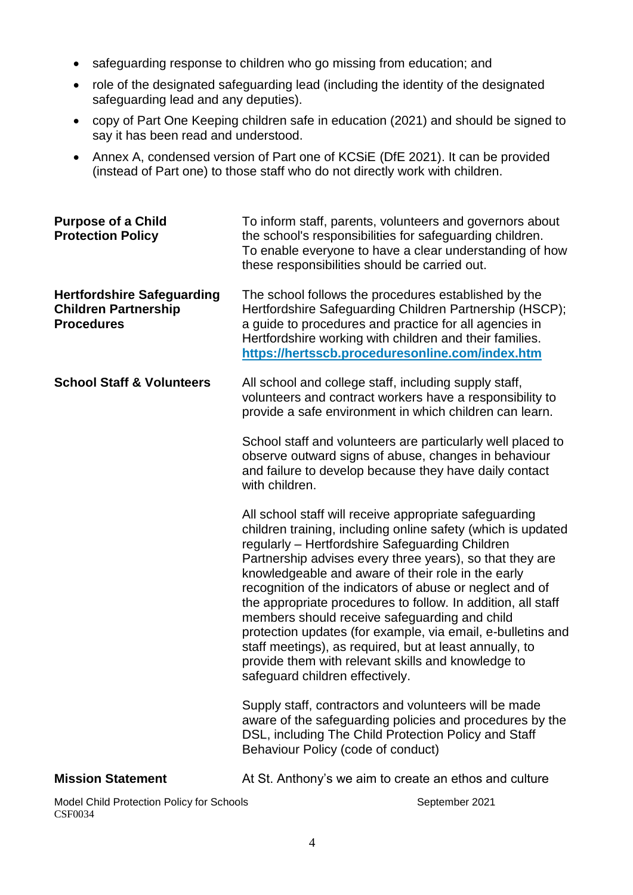- safeguarding response to children who go missing from education; and
- role of the designated safeguarding lead (including the identity of the designated safeguarding lead and any deputies).
- copy of Part One Keeping children safe in education (2021) and should be signed to say it has been read and understood.
- Annex A, condensed version of Part one of KCSiE (DfE 2021). It can be provided (instead of Part one) to those staff who do not directly work with children.

**Purpose of a Child Protection Policy**

To inform staff, parents, volunteers and governors about the school's responsibilities for safeguarding children. To enable everyone to have a clear understanding of how these responsibilities should be carried out.

**Hertfordshire Safeguarding Children Partnership Procedures**

The school follows the procedures established by the Hertfordshire Safeguarding Children Partnership (HSCP); a guide to procedures and practice for all agencies in Hertfordshire working with children and their families. **https://hertsscb.proceduresonline.com/index.htm**

**School Staff & Volunteers**

All school and college staff, including supply staff, volunteers and contract workers have a responsibility to provide a safe environment in which children can learn.

School staff and volunteers are particularly well placed to observe outward signs of abuse, changes in behaviour and failure to develop because they have daily contact with children.

All school staff will receive appropriate safeguarding children training, including online safety (which is updated regularly – Hertfordshire Safeguarding Children Partnership advises every three years), so that they are knowledgeable and aware of their role in the early recognition of the indicators of abuse or neglect and of the appropriate procedures to follow. In addition, all staff members should receive safeguarding and child protection updates (for example, via email, e-bulletins and staff meetings), as required, but at least annually, to provide them with relevant skills and knowledge to safeguard children effectively.

Supply staff, contractors and volunteers will be made aware of the safeguarding policies and procedures by the DSL, including The Child Protection Policy and Staff Behaviour Policy (code of conduct)

**Mission Statement**

At St. Anthony's we aim to create an ethos and culture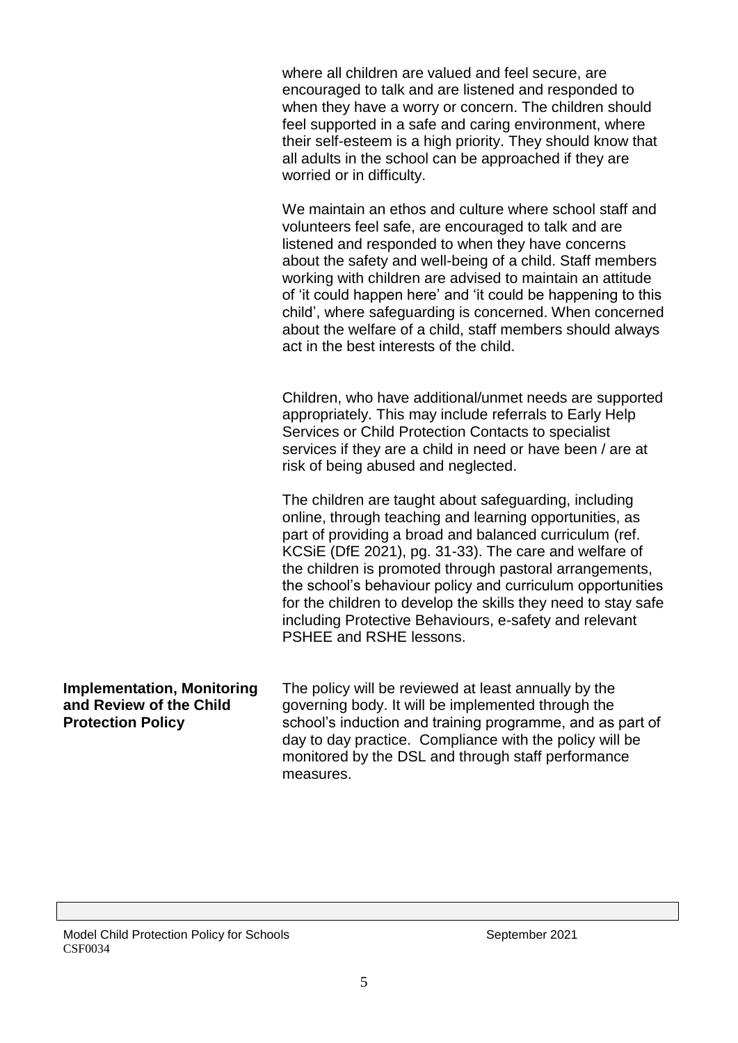where all children are valued and feel secure, are encouraged to talk and are listened and responded to when they have a worry or concern. The children should feel supported in a safe and caring environment, where their self-esteem is a high priority. They should know that all adults in the school can be approached if they are worried or in difficulty.

We maintain an ethos and culture where school staff and volunteers feel safe, are encouraged to talk and are listened and responded to when they have concerns about the safety and well-being of a child. Staff members working with children are advised to maintain an attitude of 'it could happen here' and 'it could be happening to this child', where safeguarding is concerned. When concerned about the welfare of a child, staff members should always act in the best interests of the child.

Children, who have additional/unmet needs are supported appropriately. This may include referrals to Early Help Services or Child Protection Contacts to specialist services if they are a child in need or have been / are at risk of being abused and neglected.

The children are taught about safeguarding, including online, through teaching and learning opportunities, as part of providing a broad and balanced curriculum (ref. KCSiE (DfE 2021), pg. 31-33). The care and welfare of the children is promoted through pastoral arrangements, the school's behaviour policy and curriculum opportunities for the children to develop the skills they need to stay safe including Protective Behaviours, e-safety and relevant PSHEE and RSHE lessons.

**Implementation, Monitoring and Review of the Child Protection Policy**

The policy will be reviewed at least annually by the governing body. It will be implemented through the school's induction and training programme, and as part of day to day practice. Compliance with the policy will be monitored by the DSL and through staff performance measures.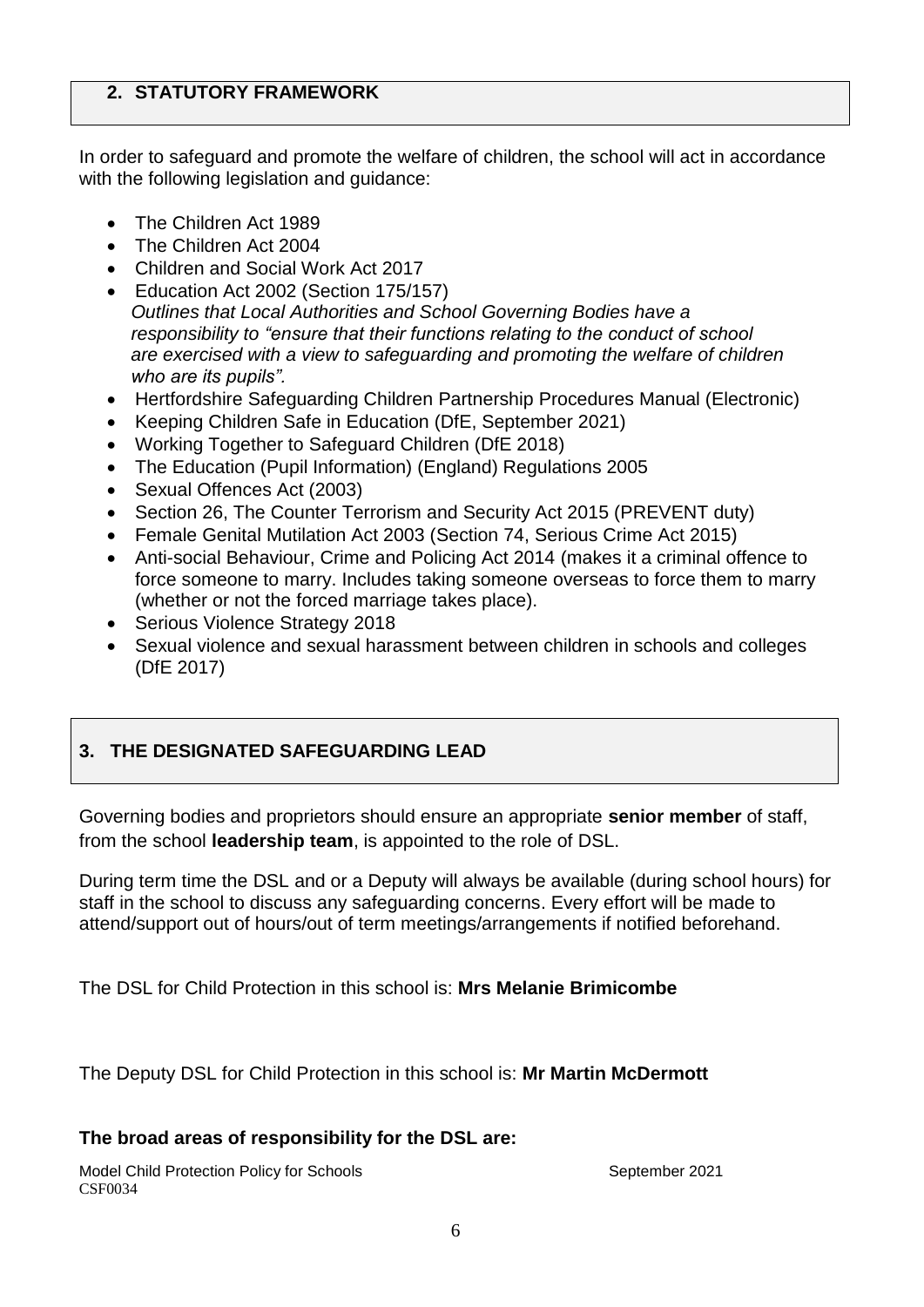## 2. STATUTORY FRAMEWORK

In order to safeguard and promote the welfare of children, the school will act in accordance with the following legislation and guidance:

- The Children Act 1989
- The Children Act 2004
- Children and Social Work Act 2017
- Education Act 2002 (Section 175/157)
  *Outlines that Local Authorities and School Governing Bodies have a responsibility to "ensure that their functions relating to the conduct of school are exercised with a view to safeguarding and promoting the welfare of children who are its pupils".*
- Hertfordshire Safeguarding Children Partnership Procedures Manual (Electronic)
- Keeping Children Safe in Education (DfE, September 2021)
- Working Together to Safeguard Children (DfE 2018)
- The Education (Pupil Information) (England) Regulations 2005
- Sexual Offences Act (2003)
- Section 26, The Counter Terrorism and Security Act 2015 (PREVENT duty)
- Female Genital Mutilation Act 2003 (Section 74, Serious Crime Act 2015)
- Anti-social Behaviour, Crime and Policing Act 2014 (makes it a criminal offence to force someone to marry. Includes taking someone overseas to force them to marry (whether or not the forced marriage takes place).
- Serious Violence Strategy 2018
- Sexual violence and sexual harassment between children in schools and colleges (DfE 2017)

## 3. THE DESIGNATED SAFEGUARDING LEAD

Governing bodies and proprietors should ensure an appropriate **senior member** of staff, from the school **leadership team**, is appointed to the role of DSL.

During term time the DSL and or a Deputy will always be available (during school hours) for staff in the school to discuss any safeguarding concerns. Every effort will be made to attend/support out of hours/out of term meetings/arrangements if notified beforehand.

The DSL for Child Protection in this school is: **Mrs Melanie Brimicombe**

The Deputy DSL for Child Protection in this school is: **Mr Martin McDermott**

**The broad areas of responsibility for the DSL are:**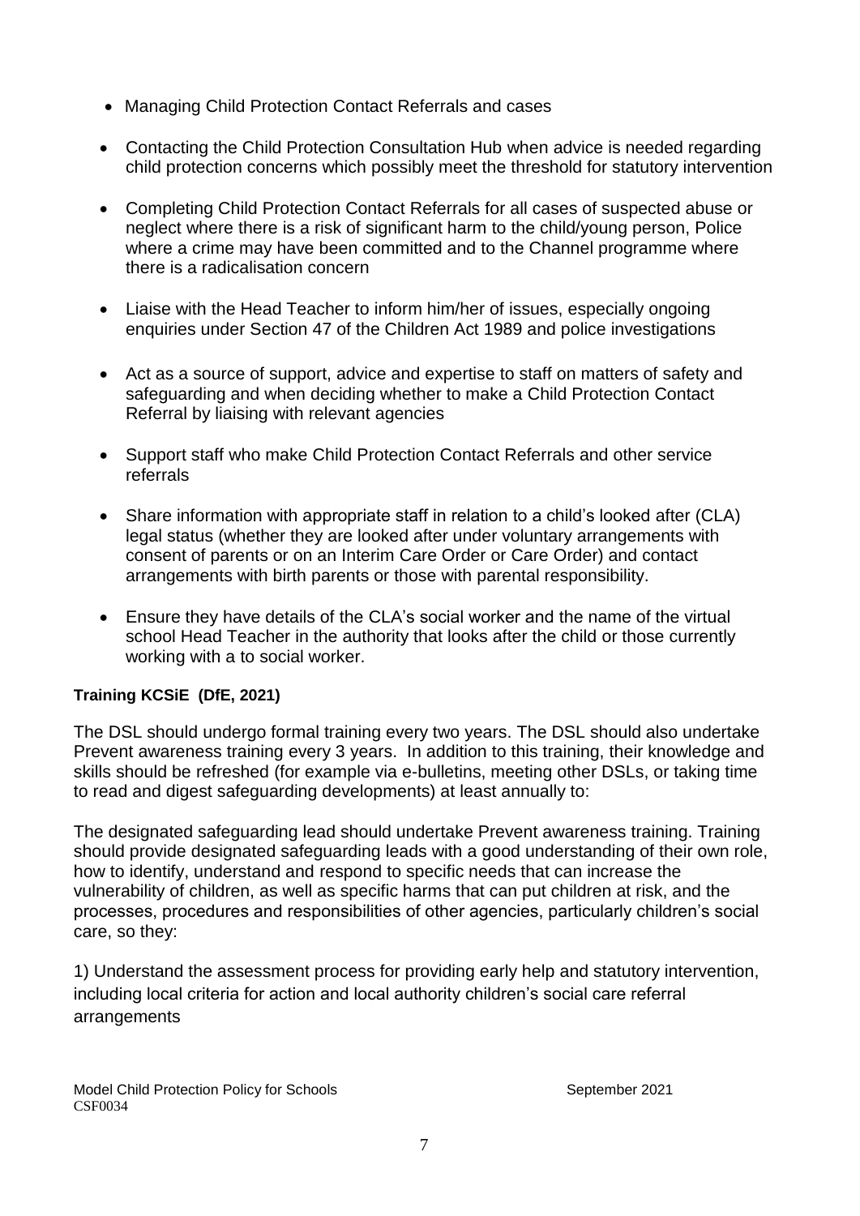- Managing Child Protection Contact Referrals and cases
- Contacting the Child Protection Consultation Hub when advice is needed regarding child protection concerns which possibly meet the threshold for statutory intervention
- Completing Child Protection Contact Referrals for all cases of suspected abuse or neglect where there is a risk of significant harm to the child/young person, Police where a crime may have been committed and to the Channel programme where there is a radicalisation concern
- Liaise with the Head Teacher to inform him/her of issues, especially ongoing enquiries under Section 47 of the Children Act 1989 and police investigations
- Act as a source of support, advice and expertise to staff on matters of safety and safeguarding and when deciding whether to make a Child Protection Contact Referral by liaising with relevant agencies
- Support staff who make Child Protection Contact Referrals and other service referrals
- Share information with appropriate staff in relation to a child's looked after (CLA) legal status (whether they are looked after under voluntary arrangements with consent of parents or on an Interim Care Order or Care Order) and contact arrangements with birth parents or those with parental responsibility.
- Ensure they have details of the CLA's social worker and the name of the virtual school Head Teacher in the authority that looks after the child or those currently working with a to social worker.

**Training KCSiE (DfE, 2021)**

The DSL should undergo formal training every two years. The DSL should also undertake Prevent awareness training every 3 years. In addition to this training, their knowledge and skills should be refreshed (for example via e-bulletins, meeting other DSLs, or taking time to read and digest safeguarding developments) at least annually to:

The designated safeguarding lead should undertake Prevent awareness training. Training should provide designated safeguarding leads with a good understanding of their own role, how to identify, understand and respond to specific needs that can increase the vulnerability of children, as well as specific harms that can put children at risk, and the processes, procedures and responsibilities of other agencies, particularly children's social care, so they:

1) Understand the assessment process for providing early help and statutory intervention, including local criteria for action and local authority children's social care referral arrangements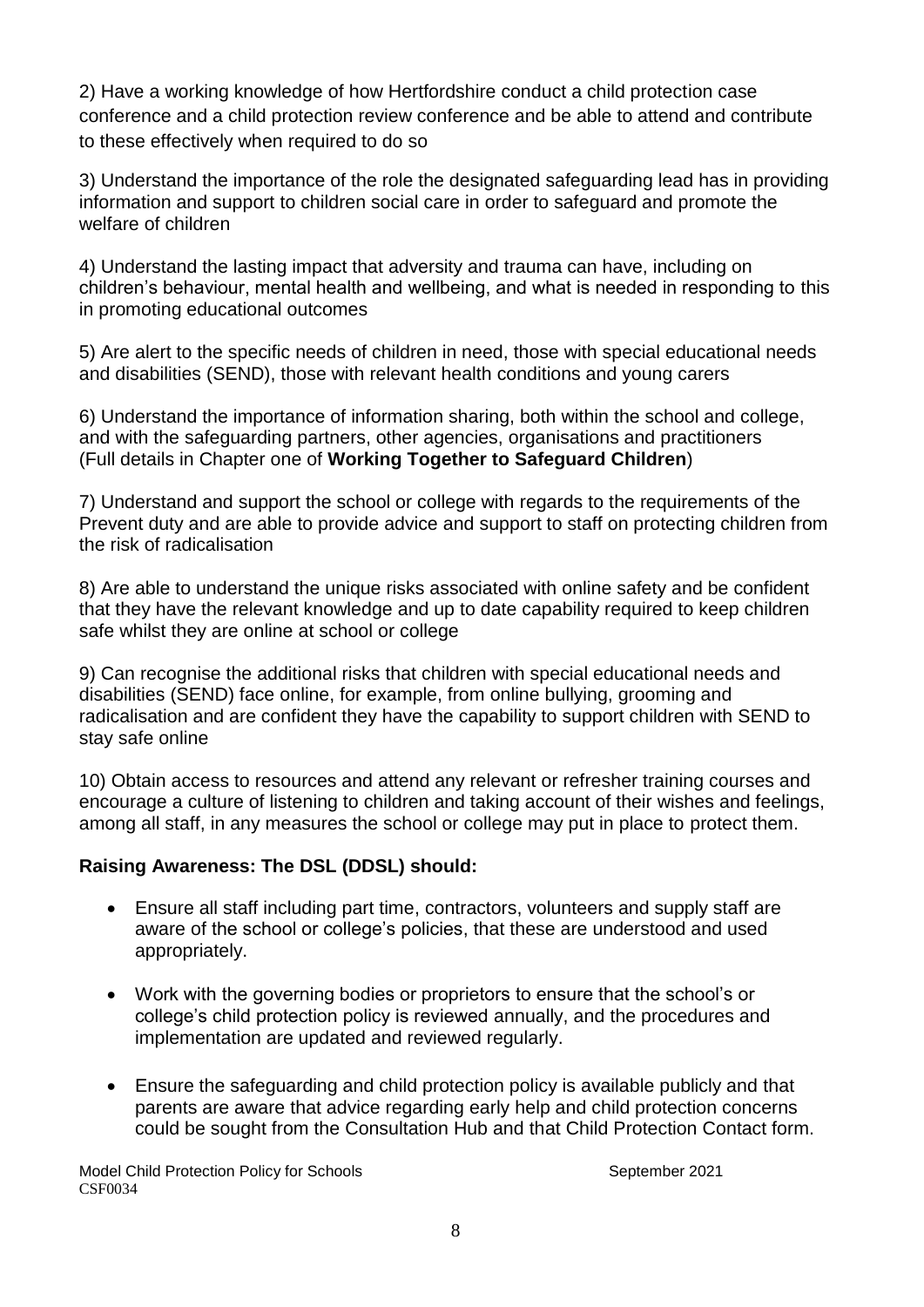2) Have a working knowledge of how Hertfordshire conduct a child protection case conference and a child protection review conference and be able to attend and contribute to these effectively when required to do so

3) Understand the importance of the role the designated safeguarding lead has in providing information and support to children social care in order to safeguard and promote the welfare of children

4) Understand the lasting impact that adversity and trauma can have, including on children's behaviour, mental health and wellbeing, and what is needed in responding to this in promoting educational outcomes

5) Are alert to the specific needs of children in need, those with special educational needs and disabilities (SEND), those with relevant health conditions and young carers

6) Understand the importance of information sharing, both within the school and college, and with the safeguarding partners, other agencies, organisations and practitioners (Full details in Chapter one of **Working Together to Safeguard Children**)

7) Understand and support the school or college with regards to the requirements of the Prevent duty and are able to provide advice and support to staff on protecting children from the risk of radicalisation

8) Are able to understand the unique risks associated with online safety and be confident that they have the relevant knowledge and up to date capability required to keep children safe whilst they are online at school or college

9) Can recognise the additional risks that children with special educational needs and disabilities (SEND) face online, for example, from online bullying, grooming and radicalisation and are confident they have the capability to support children with SEND to stay safe online

10) Obtain access to resources and attend any relevant or refresher training courses and encourage a culture of listening to children and taking account of their wishes and feelings, among all staff, in any measures the school or college may put in place to protect them.

**Raising Awareness: The DSL (DDSL) should:**

- Ensure all staff including part time, contractors, volunteers and supply staff are aware of the school or college's policies, that these are understood and used appropriately.
- Work with the governing bodies or proprietors to ensure that the school's or college's child protection policy is reviewed annually, and the procedures and implementation are updated and reviewed regularly.
- Ensure the safeguarding and child protection policy is available publicly and that parents are aware that advice regarding early help and child protection concerns could be sought from the Consultation Hub and that Child Protection Contact form.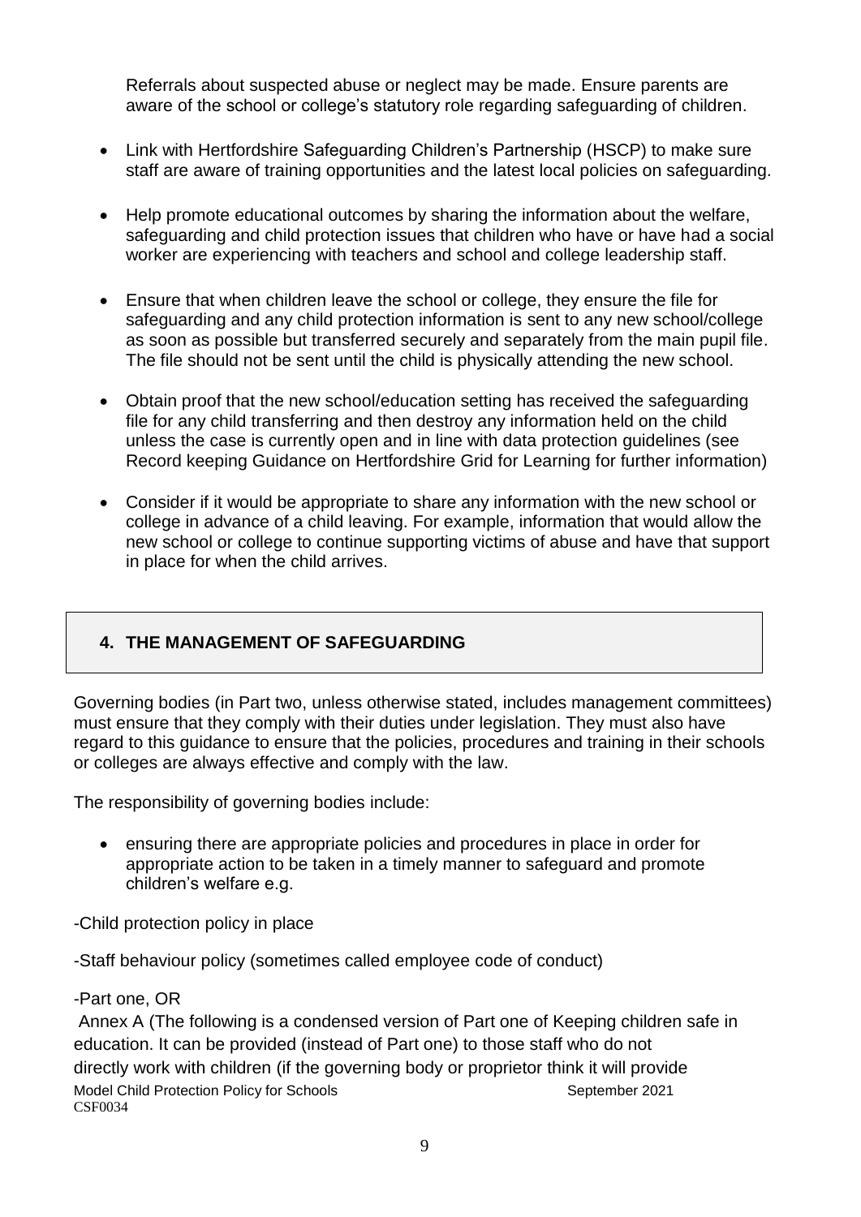Referrals about suspected abuse or neglect may be made. Ensure parents are aware of the school or college's statutory role regarding safeguarding of children.

- Link with Hertfordshire Safeguarding Children's Partnership (HSCP) to make sure staff are aware of training opportunities and the latest local policies on safeguarding.
- Help promote educational outcomes by sharing the information about the welfare, safeguarding and child protection issues that children who have or have had a social worker are experiencing with teachers and school and college leadership staff.
- Ensure that when children leave the school or college, they ensure the file for safeguarding and any child protection information is sent to any new school/college as soon as possible but transferred securely and separately from the main pupil file. The file should not be sent until the child is physically attending the new school.
- Obtain proof that the new school/education setting has received the safeguarding file for any child transferring and then destroy any information held on the child unless the case is currently open and in line with data protection guidelines (see Record keeping Guidance on Hertfordshire Grid for Learning for further information)
- Consider if it would be appropriate to share any information with the new school or college in advance of a child leaving. For example, information that would allow the new school or college to continue supporting victims of abuse and have that support in place for when the child arrives.

## 4. THE MANAGEMENT OF SAFEGUARDING

Governing bodies (in Part two, unless otherwise stated, includes management committees) must ensure that they comply with their duties under legislation. They must also have regard to this guidance to ensure that the policies, procedures and training in their schools or colleges are always effective and comply with the law.

The responsibility of governing bodies include:

- ensuring there are appropriate policies and procedures in place in order for appropriate action to be taken in a timely manner to safeguard and promote children's welfare e.g.

-Child protection policy in place

-Staff behaviour policy (sometimes called employee code of conduct)

-Part one, OR

Annex A (The following is a condensed version of Part one of Keeping children safe in education. It can be provided (instead of Part one) to those staff who do not directly work with children (if the governing body or proprietor think it will provide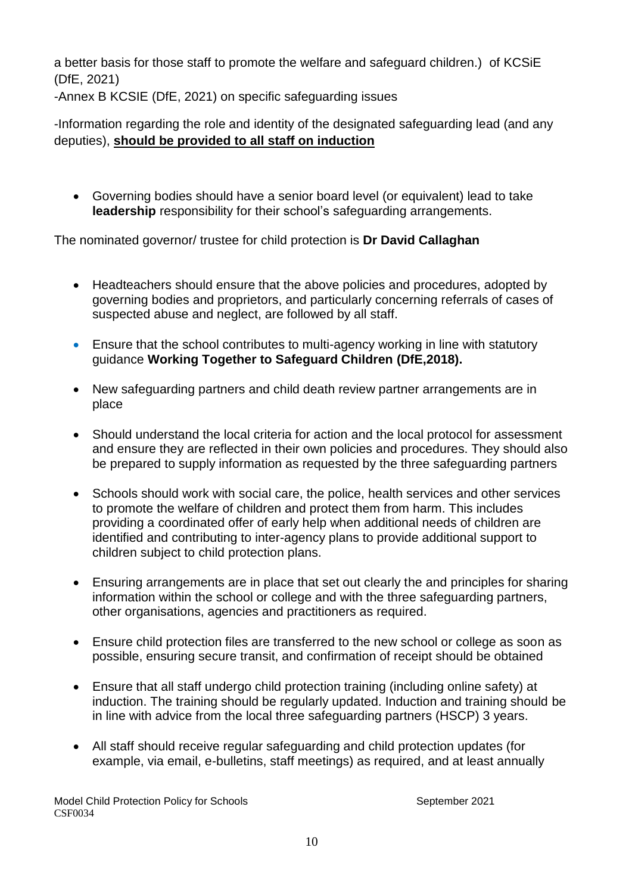a better basis for those staff to promote the welfare and safeguard children.)  of KCSiE (DfE, 2021)
-Annex B KCSIE (DfE, 2021) on specific safeguarding issues

-Information regarding the role and identity of the designated safeguarding lead (and any deputies), **should be provided to all staff on induction**

- Governing bodies should have a senior board level (or equivalent) lead to take **leadership** responsibility for their school's safeguarding arrangements.

The nominated governor/ trustee for child protection is **Dr David Callaghan**

- Headteachers should ensure that the above policies and procedures, adopted by governing bodies and proprietors, and particularly concerning referrals of cases of suspected abuse and neglect, are followed by all staff.
- Ensure that the school contributes to multi-agency working in line with statutory guidance **Working Together to Safeguard Children (DfE,2018).**
- New safeguarding partners and child death review partner arrangements are in place
- Should understand the local criteria for action and the local protocol for assessment and ensure they are reflected in their own policies and procedures. They should also be prepared to supply information as requested by the three safeguarding partners
- Schools should work with social care, the police, health services and other services to promote the welfare of children and protect them from harm. This includes providing a coordinated offer of early help when additional needs of children are identified and contributing to inter-agency plans to provide additional support to children subject to child protection plans.
- Ensuring arrangements are in place that set out clearly the and principles for sharing information within the school or college and with the three safeguarding partners, other organisations, agencies and practitioners as required.
- Ensure child protection files are transferred to the new school or college as soon as possible, ensuring secure transit, and confirmation of receipt should be obtained
- Ensure that all staff undergo child protection training (including online safety) at induction. The training should be regularly updated. Induction and training should be in line with advice from the local three safeguarding partners (HSCP) 3 years.
- All staff should receive regular safeguarding and child protection updates (for example, via email, e-bulletins, staff meetings) as required, and at least annually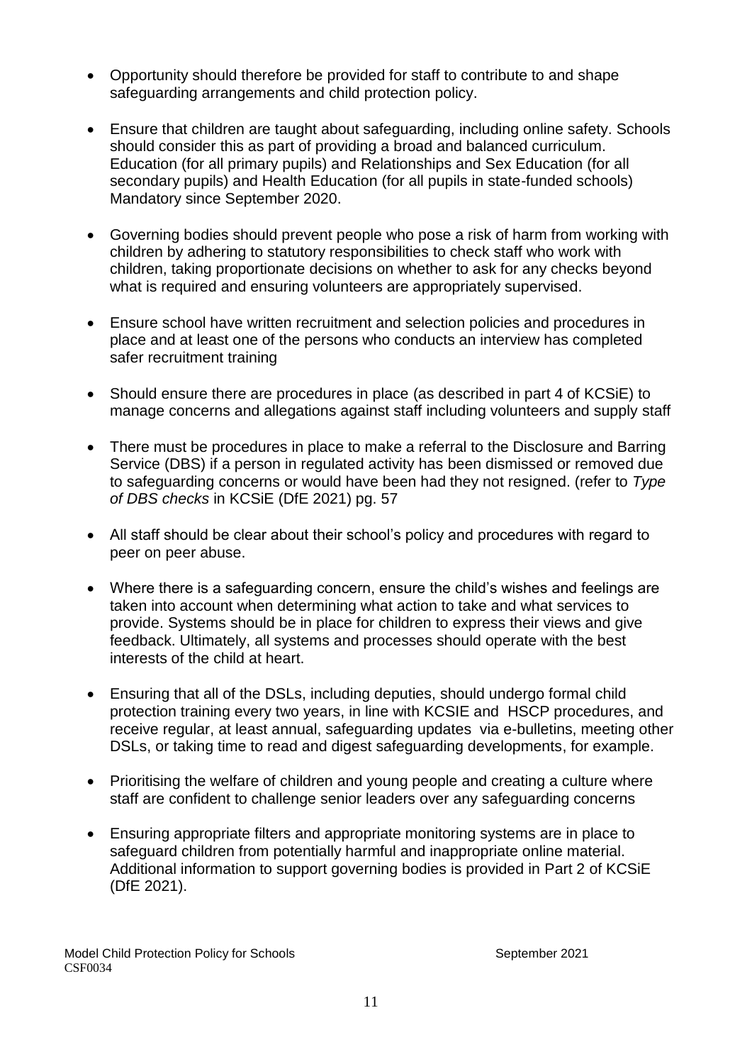- Opportunity should therefore be provided for staff to contribute to and shape safeguarding arrangements and child protection policy.

- Ensure that children are taught about safeguarding, including online safety. Schools should consider this as part of providing a broad and balanced curriculum. Education (for all primary pupils) and Relationships and Sex Education (for all secondary pupils) and Health Education (for all pupils in state-funded schools) Mandatory since September 2020.

- Governing bodies should prevent people who pose a risk of harm from working with children by adhering to statutory responsibilities to check staff who work with children, taking proportionate decisions on whether to ask for any checks beyond what is required and ensuring volunteers are appropriately supervised.

- Ensure school have written recruitment and selection policies and procedures in place and at least one of the persons who conducts an interview has completed safer recruitment training

- Should ensure there are procedures in place (as described in part 4 of KCSiE) to manage concerns and allegations against staff including volunteers and supply staff

- There must be procedures in place to make a referral to the Disclosure and Barring Service (DBS) if a person in regulated activity has been dismissed or removed due to safeguarding concerns or would have been had they not resigned. (refer to *Type of DBS checks* in KCSiE (DfE 2021) pg. 57

- All staff should be clear about their school's policy and procedures with regard to peer on peer abuse.

- Where there is a safeguarding concern, ensure the child's wishes and feelings are taken into account when determining what action to take and what services to provide. Systems should be in place for children to express their views and give feedback. Ultimately, all systems and processes should operate with the best interests of the child at heart.

- Ensuring that all of the DSLs, including deputies, should undergo formal child protection training every two years, in line with KCSIE and HSCP procedures, and receive regular, at least annual, safeguarding updates via e-bulletins, meeting other DSLs, or taking time to read and digest safeguarding developments, for example.

- Prioritising the welfare of children and young people and creating a culture where staff are confident to challenge senior leaders over any safeguarding concerns

- Ensuring appropriate filters and appropriate monitoring systems are in place to safeguard children from potentially harmful and inappropriate online material. Additional information to support governing bodies is provided in Part 2 of KCSiE (DfE 2021).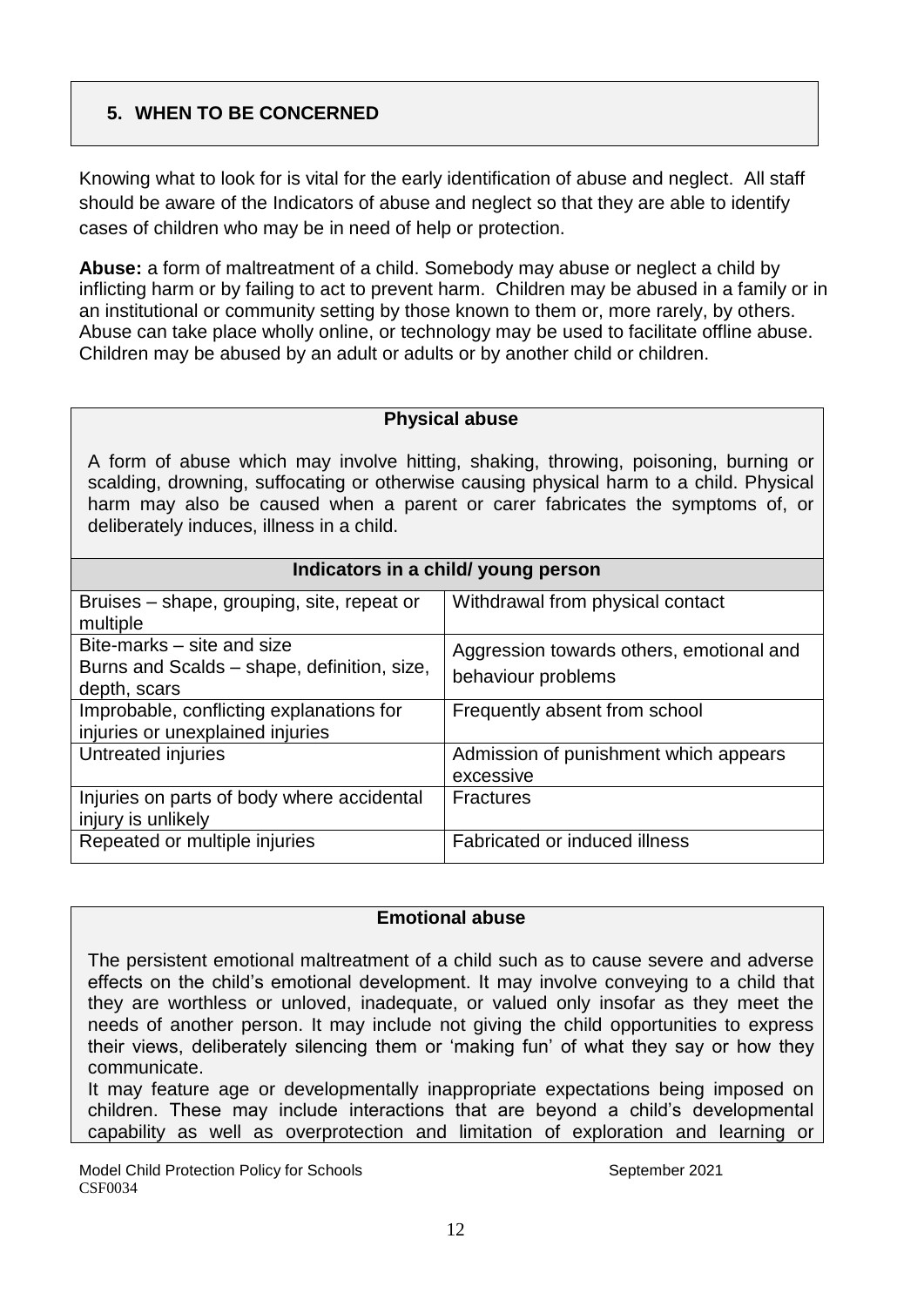## 5. WHEN TO BE CONCERNED

Knowing what to look for is vital for the early identification of abuse and neglect. All staff should be aware of the Indicators of abuse and neglect so that they are able to identify cases of children who may be in need of help or protection.

**Abuse:** a form of maltreatment of a child. Somebody may abuse or neglect a child by inflicting harm or by failing to act to prevent harm. Children may be abused in a family or in an institutional or community setting by those known to them or, more rarely, by others. Abuse can take place wholly online, or technology may be used to facilitate offline abuse. Children may be abused by an adult or adults or by another child or children.

### Physical abuse

A form of abuse which may involve hitting, shaking, throwing, poisoning, burning or scalding, drowning, suffocating or otherwise causing physical harm to a child. Physical harm may also be caused when a parent or carer fabricates the symptoms of, or deliberately induces, illness in a child.

| Indicators in a child/ young person | |
|---|---|
| Bruises – shape, grouping, site, repeat or multiple | Withdrawal from physical contact |
| Bite-marks – site and size<br>Burns and Scalds – shape, definition, size, depth, scars | Aggression towards others, emotional and behaviour problems |
| Improbable, conflicting explanations for injuries or unexplained injuries | Frequently absent from school |
| Untreated injuries | Admission of punishment which appears excessive |
| Injuries on parts of body where accidental injury is unlikely | Fractures |
| Repeated or multiple injuries | Fabricated or induced illness |

### Emotional abuse

The persistent emotional maltreatment of a child such as to cause severe and adverse effects on the child's emotional development. It may involve conveying to a child that they are worthless or unloved, inadequate, or valued only insofar as they meet the needs of another person. It may include not giving the child opportunities to express their views, deliberately silencing them or 'making fun' of what they say or how they communicate.

It may feature age or developmentally inappropriate expectations being imposed on children. These may include interactions that are beyond a child's developmental capability as well as overprotection and limitation of exploration and learning or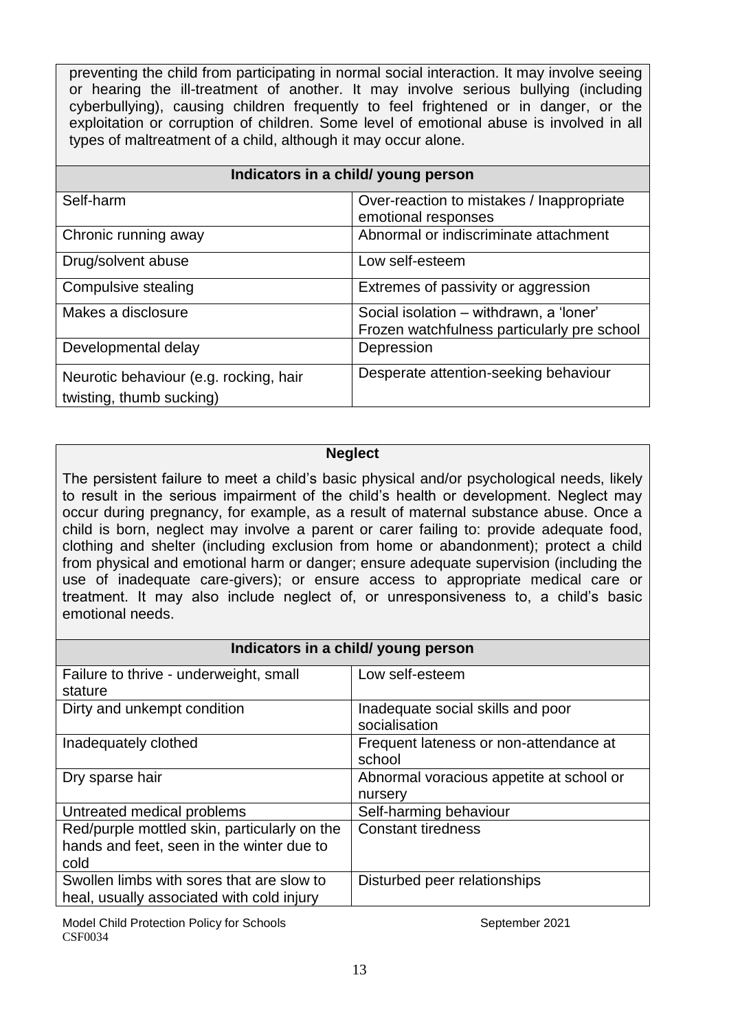preventing the child from participating in normal social interaction. It may involve seeing or hearing the ill-treatment of another. It may involve serious bullying (including cyberbullying), causing children frequently to feel frightened or in danger, or the exploitation or corruption of children. Some level of emotional abuse is involved in all types of maltreatment of a child, although it may occur alone.

| Indicators in a child/ young person | |
|---|---|
| Self-harm | Over-reaction to mistakes / Inappropriate emotional responses |
| Chronic running away | Abnormal or indiscriminate attachment |
| Drug/solvent abuse | Low self-esteem |
| Compulsive stealing | Extremes of passivity or aggression |
| Makes a disclosure | Social isolation – withdrawn, a 'loner' Frozen watchfulness particularly pre school |
| Developmental delay | Depression |
| Neurotic behaviour (e.g. rocking, hair twisting, thumb sucking) | Desperate attention-seeking behaviour |

**Neglect**

The persistent failure to meet a child's basic physical and/or psychological needs, likely to result in the serious impairment of the child's health or development. Neglect may occur during pregnancy, for example, as a result of maternal substance abuse. Once a child is born, neglect may involve a parent or carer failing to: provide adequate food, clothing and shelter (including exclusion from home or abandonment); protect a child from physical and emotional harm or danger; ensure adequate supervision (including the use of inadequate care-givers); or ensure access to appropriate medical care or treatment. It may also include neglect of, or unresponsiveness to, a child's basic emotional needs.

| Indicators in a child/ young person | |
|---|---|
| Failure to thrive - underweight, small stature | Low self-esteem |
| Dirty and unkempt condition | Inadequate social skills and poor socialisation |
| Inadequately clothed | Frequent lateness or non-attendance at school |
| Dry sparse hair | Abnormal voracious appetite at school or nursery |
| Untreated medical problems | Self-harming behaviour |
| Red/purple mottled skin, particularly on the hands and feet, seen in the winter due to cold | Constant tiredness |
| Swollen limbs with sores that are slow to heal, usually associated with cold injury | Disturbed peer relationships |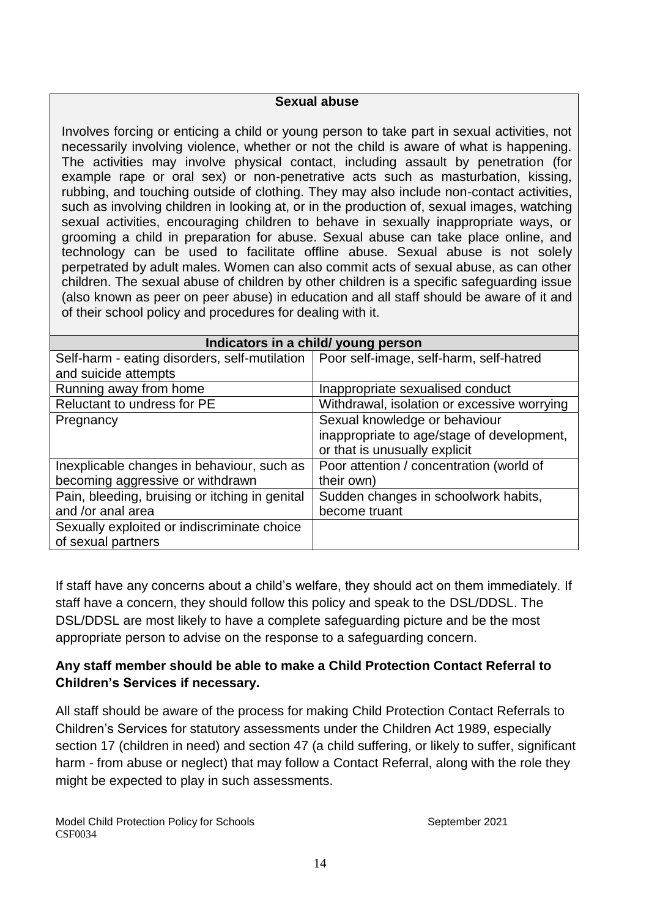| **Sexual abuse** | |
|---|---|
| Involves forcing or enticing a child or young person to take part in sexual activities, not necessarily involving violence, whether or not the child is aware of what is happening. The activities may involve physical contact, including assault by penetration (for example rape or oral sex) or non-penetrative acts such as masturbation, kissing, rubbing, and touching outside of clothing. They may also include non-contact activities, such as involving children in looking at, or in the production of, sexual images, watching sexual activities, encouraging children to behave in sexually inappropriate ways, or grooming a child in preparation for abuse. Sexual abuse can take place online, and technology can be used to facilitate offline abuse. Sexual abuse is not solely perpetrated by adult males. Women can also commit acts of sexual abuse, as can other children. The sexual abuse of children by other children is a specific safeguarding issue (also known as peer on peer abuse) in education and all staff should be aware of it and of their school policy and procedures for dealing with it. | |
| **Indicators in a child/ young person** | |
| Self-harm - eating disorders, self-mutilation and suicide attempts | Poor self-image, self-harm, self-hatred |
| Running away from home | Inappropriate sexualised conduct |
| Reluctant to undress for PE | Withdrawal, isolation or excessive worrying |
| Pregnancy | Sexual knowledge or behaviour inappropriate to age/stage of development, or that is unusually explicit |
| Inexplicable changes in behaviour, such as becoming aggressive or withdrawn | Poor attention / concentration (world of their own) |
| Pain, bleeding, bruising or itching in genital and /or anal area | Sudden changes in schoolwork habits, become truant |
| Sexually exploited or indiscriminate choice of sexual partners | |

If staff have any concerns about a child's welfare, they should act on them immediately. If staff have a concern, they should follow this policy and speak to the DSL/DDSL. The DSL/DDSL are most likely to have a complete safeguarding picture and be the most appropriate person to advise on the response to a safeguarding concern.

**Any staff member should be able to make a Child Protection Contact Referral to Children's Services if necessary.**

All staff should be aware of the process for making Child Protection Contact Referrals to Children's Services for statutory assessments under the Children Act 1989, especially section 17 (children in need) and section 47 (a child suffering, or likely to suffer, significant harm - from abuse or neglect) that may follow a Contact Referral, along with the role they might be expected to play in such assessments.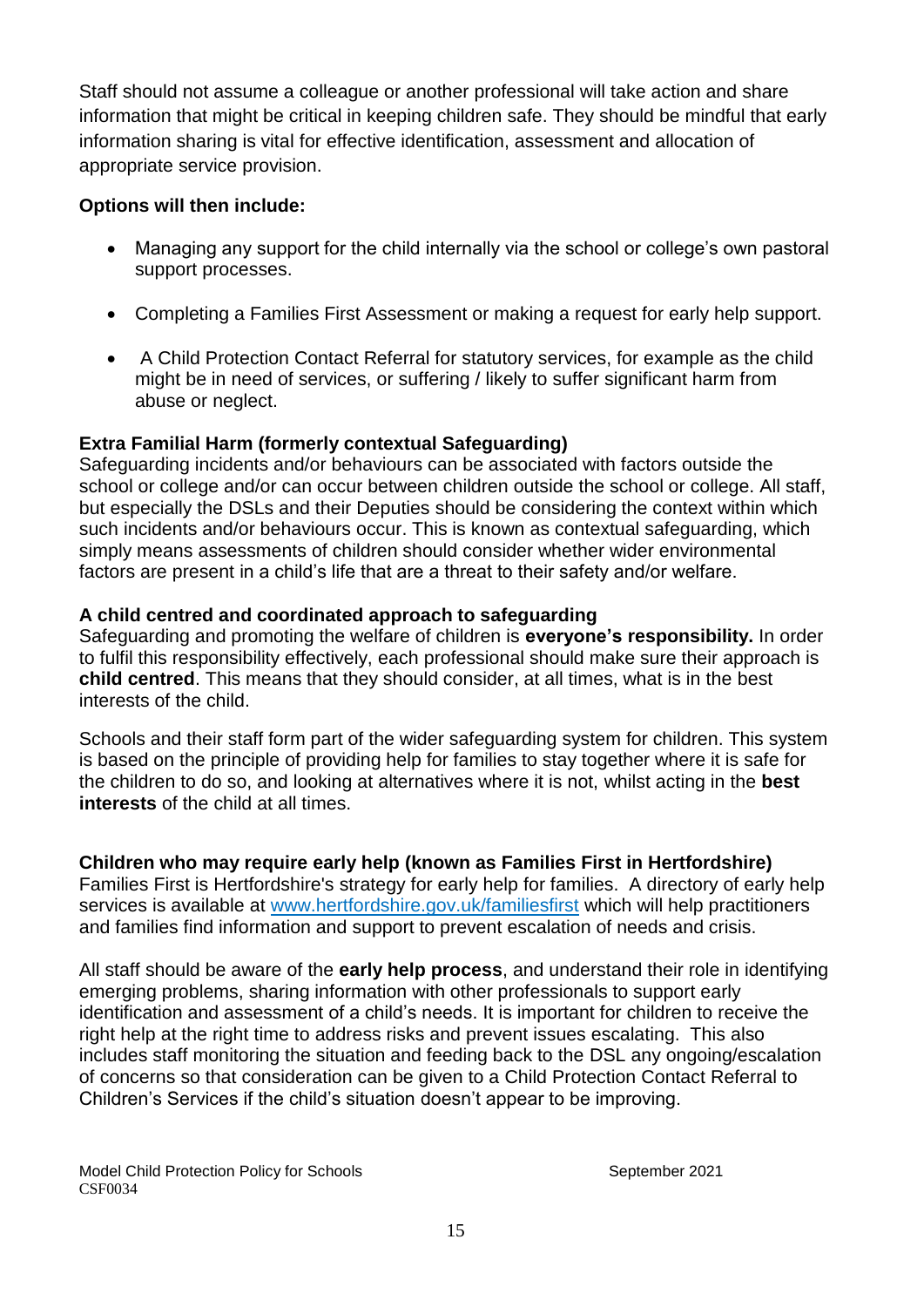Staff should not assume a colleague or another professional will take action and share information that might be critical in keeping children safe. They should be mindful that early information sharing is vital for effective identification, assessment and allocation of appropriate service provision.

**Options will then include:**

- Managing any support for the child internally via the school or college's own pastoral support processes.
- Completing a Families First Assessment or making a request for early help support.
- A Child Protection Contact Referral for statutory services, for example as the child might be in need of services, or suffering / likely to suffer significant harm from abuse or neglect.

**Extra Familial Harm (formerly contextual Safeguarding)**

Safeguarding incidents and/or behaviours can be associated with factors outside the school or college and/or can occur between children outside the school or college. All staff, but especially the DSLs and their Deputies should be considering the context within which such incidents and/or behaviours occur. This is known as contextual safeguarding, which simply means assessments of children should consider whether wider environmental factors are present in a child's life that are a threat to their safety and/or welfare.

**A child centred and coordinated approach to safeguarding**

Safeguarding and promoting the welfare of children is **everyone's responsibility.** In order to fulfil this responsibility effectively, each professional should make sure their approach is **child centred**. This means that they should consider, at all times, what is in the best interests of the child.

Schools and their staff form part of the wider safeguarding system for children. This system is based on the principle of providing help for families to stay together where it is safe for the children to do so, and looking at alternatives where it is not, whilst acting in the **best interests** of the child at all times.

**Children who may require early help (known as Families First in Hertfordshire)**

Families First is Hertfordshire's strategy for early help for families. A directory of early help services is available at [www.hertfordshire.gov.uk/familiesfirst](http://www.hertfordshire.gov.uk/familiesfirst) which will help practitioners and families find information and support to prevent escalation of needs and crisis.

All staff should be aware of the **early help process**, and understand their role in identifying emerging problems, sharing information with other professionals to support early identification and assessment of a child's needs. It is important for children to receive the right help at the right time to address risks and prevent issues escalating. This also includes staff monitoring the situation and feeding back to the DSL any ongoing/escalation of concerns so that consideration can be given to a Child Protection Contact Referral to Children's Services if the child's situation doesn't appear to be improving.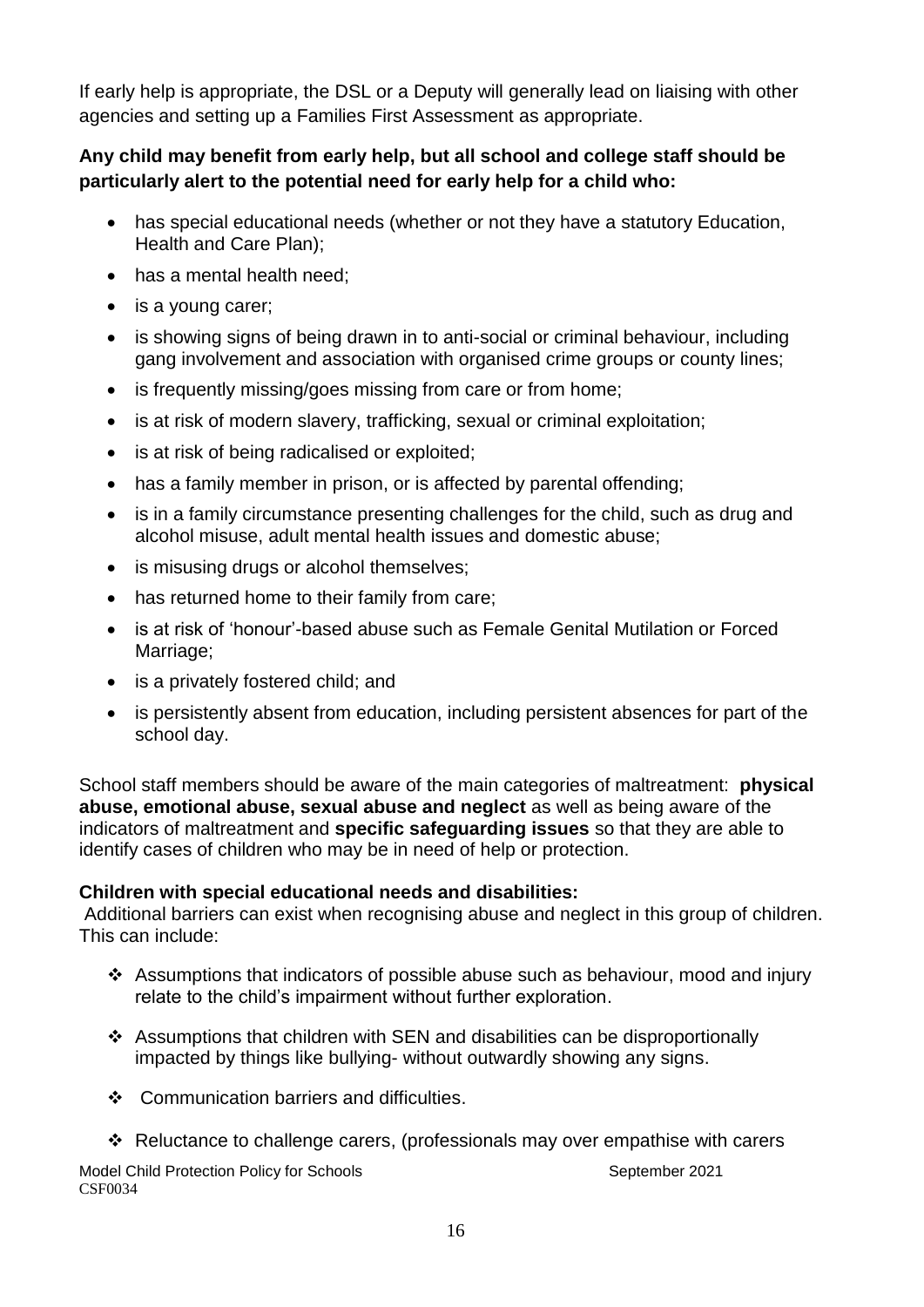If early help is appropriate, the DSL or a Deputy will generally lead on liaising with other agencies and setting up a Families First Assessment as appropriate.

**Any child may benefit from early help, but all school and college staff should be particularly alert to the potential need for early help for a child who:**

- has special educational needs (whether or not they have a statutory Education, Health and Care Plan);
- has a mental health need;
- is a young carer;
- is showing signs of being drawn in to anti-social or criminal behaviour, including gang involvement and association with organised crime groups or county lines;
- is frequently missing/goes missing from care or from home;
- is at risk of modern slavery, trafficking, sexual or criminal exploitation;
- is at risk of being radicalised or exploited;
- has a family member in prison, or is affected by parental offending;
- is in a family circumstance presenting challenges for the child, such as drug and alcohol misuse, adult mental health issues and domestic abuse;
- is misusing drugs or alcohol themselves;
- has returned home to their family from care;
- is at risk of 'honour'-based abuse such as Female Genital Mutilation or Forced Marriage;
- is a privately fostered child; and
- is persistently absent from education, including persistent absences for part of the school day.

School staff members should be aware of the main categories of maltreatment: **physical abuse, emotional abuse, sexual abuse and neglect** as well as being aware of the indicators of maltreatment and **specific safeguarding issues** so that they are able to identify cases of children who may be in need of help or protection.

**Children with special educational needs and disabilities:**

Additional barriers can exist when recognising abuse and neglect in this group of children. This can include:

- Assumptions that indicators of possible abuse such as behaviour, mood and injury relate to the child's impairment without further exploration.
- Assumptions that children with SEN and disabilities can be disproportionally impacted by things like bullying- without outwardly showing any signs.
- Communication barriers and difficulties.
- Reluctance to challenge carers, (professionals may over empathise with carers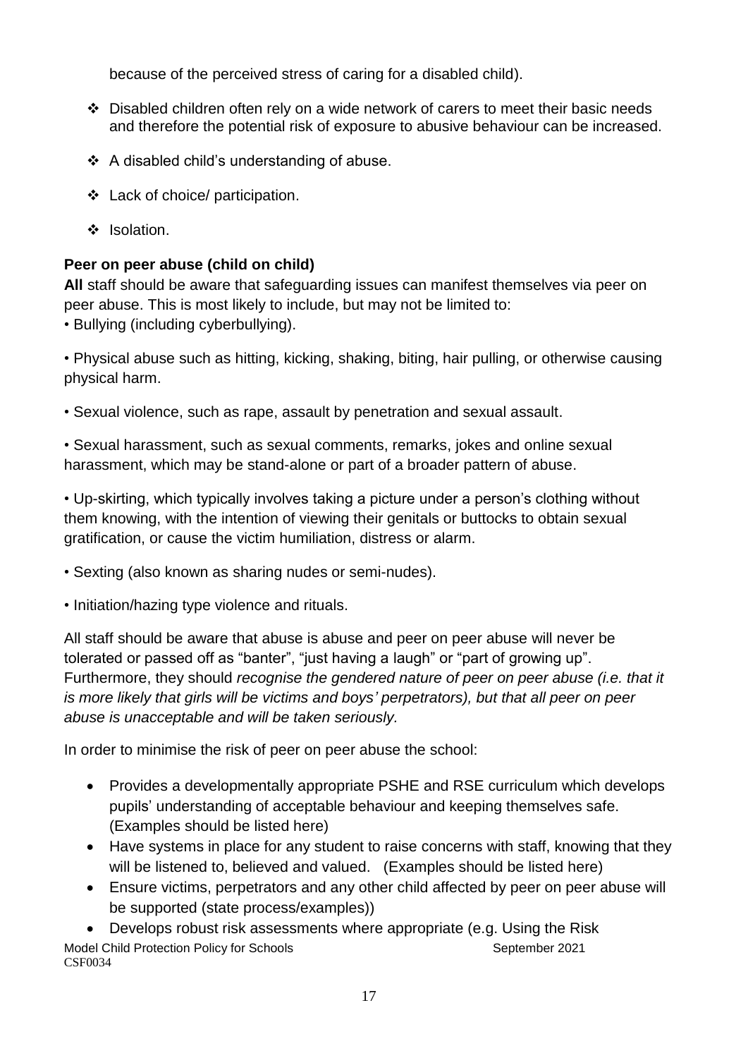because of the perceived stress of caring for a disabled child).

- ❖ Disabled children often rely on a wide network of carers to meet their basic needs and therefore the potential risk of exposure to abusive behaviour can be increased.
- ❖ A disabled child's understanding of abuse.
- ❖ Lack of choice/ participation.
- ❖ Isolation.

**Peer on peer abuse (child on child)**

**All** staff should be aware that safeguarding issues can manifest themselves via peer on peer abuse. This is most likely to include, but may not be limited to:

• Bullying (including cyberbullying).

• Physical abuse such as hitting, kicking, shaking, biting, hair pulling, or otherwise causing physical harm.

• Sexual violence, such as rape, assault by penetration and sexual assault.

• Sexual harassment, such as sexual comments, remarks, jokes and online sexual harassment, which may be stand-alone or part of a broader pattern of abuse.

• Up-skirting, which typically involves taking a picture under a person's clothing without them knowing, with the intention of viewing their genitals or buttocks to obtain sexual gratification, or cause the victim humiliation, distress or alarm.

• Sexting (also known as sharing nudes or semi-nudes).

• Initiation/hazing type violence and rituals.

All staff should be aware that abuse is abuse and peer on peer abuse will never be tolerated or passed off as "banter", "just having a laugh" or "part of growing up". Furthermore, they should *recognise the gendered nature of peer on peer abuse (i.e. that it is more likely that girls will be victims and boys' perpetrators), but that all peer on peer abuse is unacceptable and will be taken seriously.*

In order to minimise the risk of peer on peer abuse the school:

- Provides a developmentally appropriate PSHE and RSE curriculum which develops pupils' understanding of acceptable behaviour and keeping themselves safe. (Examples should be listed here)
- Have systems in place for any student to raise concerns with staff, knowing that they will be listened to, believed and valued. (Examples should be listed here)
- Ensure victims, perpetrators and any other child affected by peer on peer abuse will be supported (state process/examples))
- Develops robust risk assessments where appropriate (e.g. Using the Risk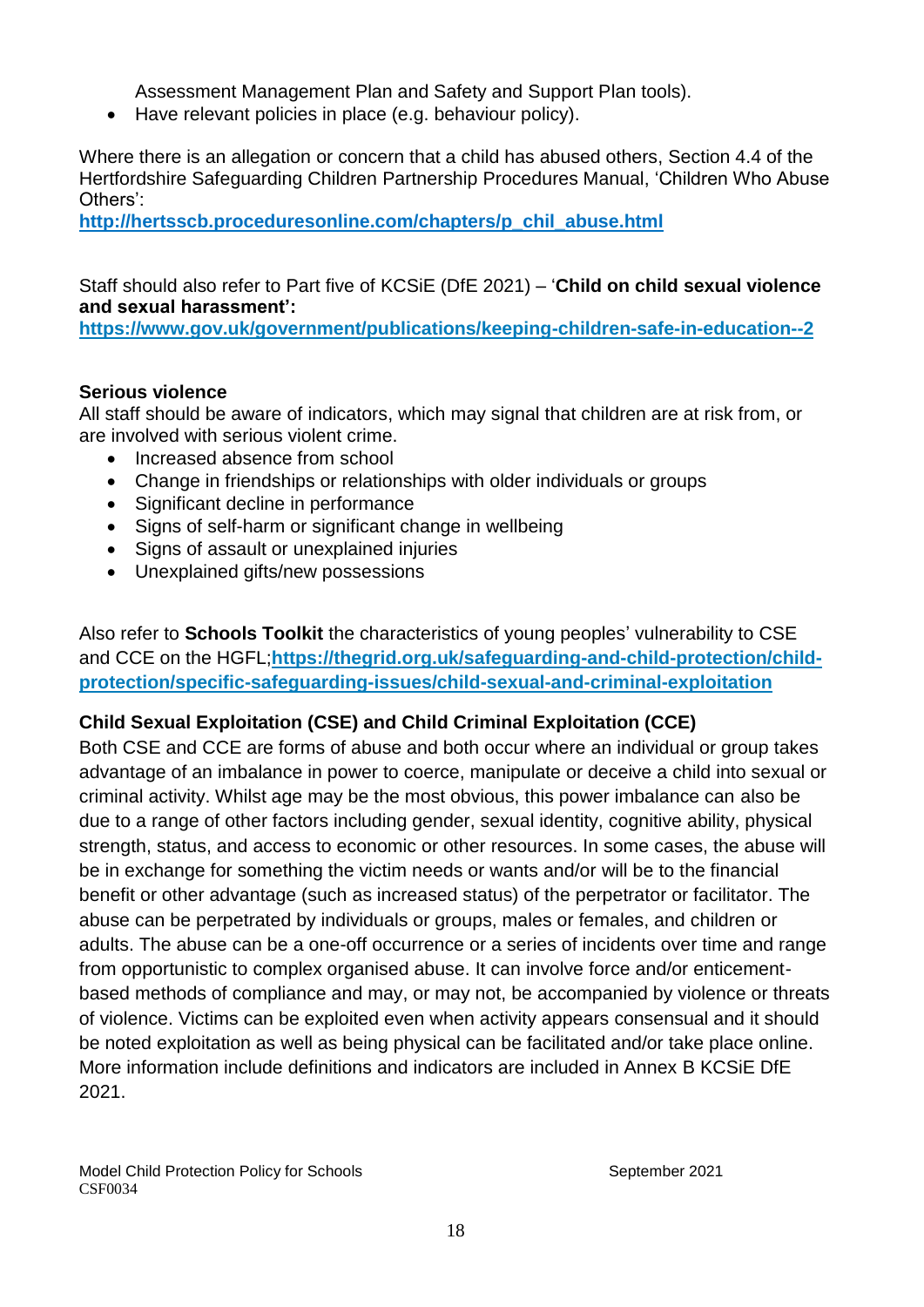Assessment Management Plan and Safety and Support Plan tools).
- Have relevant policies in place (e.g. behaviour policy).

Where there is an allegation or concern that a child has abused others, Section 4.4 of the Hertfordshire Safeguarding Children Partnership Procedures Manual, 'Children Who Abuse Others':
**http://hertsscb.proceduresonline.com/chapters/p_chil_abuse.html**

Staff should also refer to Part five of KCSiE (DfE 2021) – '**Child on child sexual violence and sexual harassment':**
**https://www.gov.uk/government/publications/keeping-children-safe-in-education--2**

**Serious violence**
All staff should be aware of indicators, which may signal that children are at risk from, or are involved with serious violent crime.
- Increased absence from school
- Change in friendships or relationships with older individuals or groups
- Significant decline in performance
- Signs of self-harm or significant change in wellbeing
- Signs of assault or unexplained injuries
- Unexplained gifts/new possessions

Also refer to **Schools Toolkit** the characteristics of young peoples' vulnerability to CSE and CCE on the HGFL;**https://thegrid.org.uk/safeguarding-and-child-protection/child-protection/specific-safeguarding-issues/child-sexual-and-criminal-exploitation**

### Child Sexual Exploitation (CSE) and Child Criminal Exploitation (CCE)

Both CSE and CCE are forms of abuse and both occur where an individual or group takes advantage of an imbalance in power to coerce, manipulate or deceive a child into sexual or criminal activity. Whilst age may be the most obvious, this power imbalance can also be due to a range of other factors including gender, sexual identity, cognitive ability, physical strength, status, and access to economic or other resources. In some cases, the abuse will be in exchange for something the victim needs or wants and/or will be to the financial benefit or other advantage (such as increased status) of the perpetrator or facilitator. The abuse can be perpetrated by individuals or groups, males or females, and children or adults. The abuse can be a one-off occurrence or a series of incidents over time and range from opportunistic to complex organised abuse. It can involve force and/or enticement-based methods of compliance and may, or may not, be accompanied by violence or threats of violence. Victims can be exploited even when activity appears consensual and it should be noted exploitation as well as being physical can be facilitated and/or take place online. More information include definitions and indicators are included in Annex B KCSiE DfE 2021.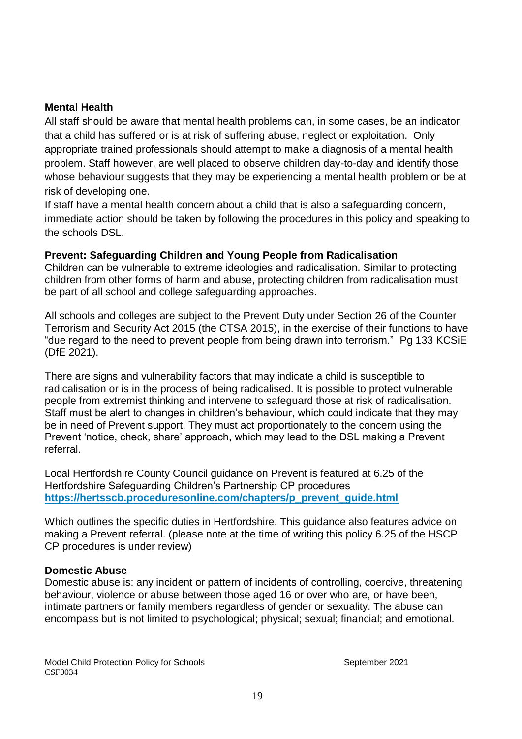**Mental Health**

All staff should be aware that mental health problems can, in some cases, be an indicator that a child has suffered or is at risk of suffering abuse, neglect or exploitation. Only appropriate trained professionals should attempt to make a diagnosis of a mental health problem. Staff however, are well placed to observe children day-to-day and identify those whose behaviour suggests that they may be experiencing a mental health problem or be at risk of developing one.

If staff have a mental health concern about a child that is also a safeguarding concern, immediate action should be taken by following the procedures in this policy and speaking to the schools DSL.

**Prevent: Safeguarding Children and Young People from Radicalisation**

Children can be vulnerable to extreme ideologies and radicalisation. Similar to protecting children from other forms of harm and abuse, protecting children from radicalisation must be part of all school and college safeguarding approaches.

All schools and colleges are subject to the Prevent Duty under Section 26 of the Counter Terrorism and Security Act 2015 (the CTSA 2015), in the exercise of their functions to have "due regard to the need to prevent people from being drawn into terrorism." Pg 133 KCSiE (DfE 2021).

There are signs and vulnerability factors that may indicate a child is susceptible to radicalisation or is in the process of being radicalised. It is possible to protect vulnerable people from extremist thinking and intervene to safeguard those at risk of radicalisation. Staff must be alert to changes in children's behaviour, which could indicate that they may be in need of Prevent support. They must act proportionately to the concern using the Prevent 'notice, check, share' approach, which may lead to the DSL making a Prevent referral.

Local Hertfordshire County Council guidance on Prevent is featured at 6.25 of the Hertfordshire Safeguarding Children's Partnership CP procedures **https://hertsscb.proceduresonline.com/chapters/p_prevent_guide.html**

Which outlines the specific duties in Hertfordshire. This guidance also features advice on making a Prevent referral. (please note at the time of writing this policy 6.25 of the HSCP CP procedures is under review)

**Domestic Abuse**

Domestic abuse is: any incident or pattern of incidents of controlling, coercive, threatening behaviour, violence or abuse between those aged 16 or over who are, or have been, intimate partners or family members regardless of gender or sexuality. The abuse can encompass but is not limited to psychological; physical; sexual; financial; and emotional.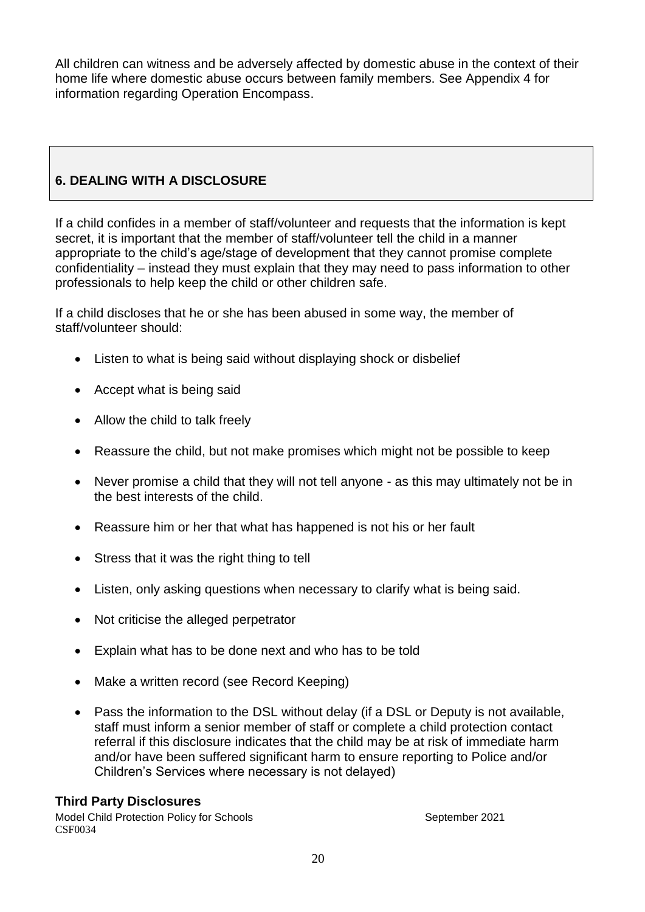All children can witness and be adversely affected by domestic abuse in the context of their home life where domestic abuse occurs between family members. See Appendix 4 for information regarding Operation Encompass.

## 6. DEALING WITH A DISCLOSURE

If a child confides in a member of staff/volunteer and requests that the information is kept secret, it is important that the member of staff/volunteer tell the child in a manner appropriate to the child's age/stage of development that they cannot promise complete confidentiality – instead they must explain that they may need to pass information to other professionals to help keep the child or other children safe.

If a child discloses that he or she has been abused in some way, the member of staff/volunteer should:

- Listen to what is being said without displaying shock or disbelief
- Accept what is being said
- Allow the child to talk freely
- Reassure the child, but not make promises which might not be possible to keep
- Never promise a child that they will not tell anyone - as this may ultimately not be in the best interests of the child.
- Reassure him or her that what has happened is not his or her fault
- Stress that it was the right thing to tell
- Listen, only asking questions when necessary to clarify what is being said.
- Not criticise the alleged perpetrator
- Explain what has to be done next and who has to be told
- Make a written record (see Record Keeping)
- Pass the information to the DSL without delay (if a DSL or Deputy is not available, staff must inform a senior member of staff or complete a child protection contact referral if this disclosure indicates that the child may be at risk of immediate harm and/or have been suffered significant harm to ensure reporting to Police and/or Children's Services where necessary is not delayed)

### Third Party Disclosures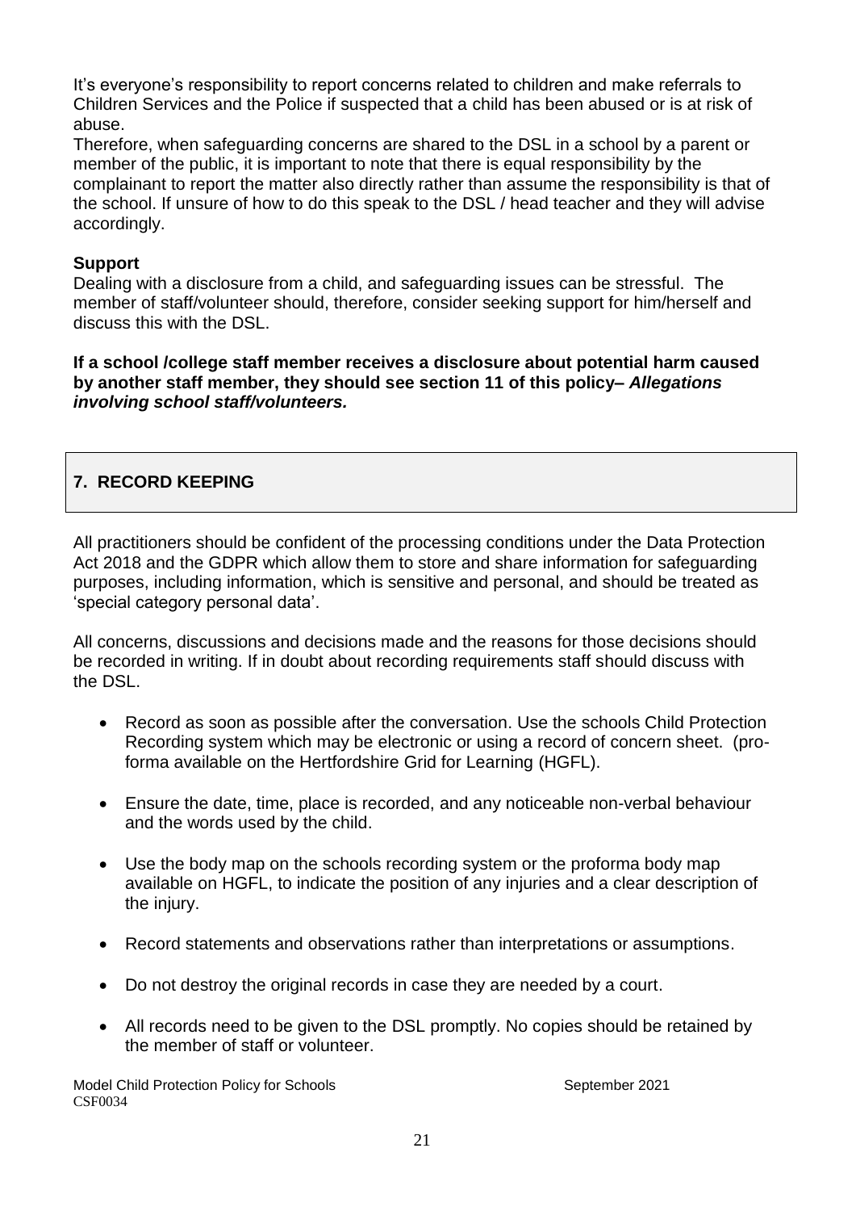It's everyone's responsibility to report concerns related to children and make referrals to Children Services and the Police if suspected that a child has been abused or is at risk of abuse.

Therefore, when safeguarding concerns are shared to the DSL in a school by a parent or member of the public, it is important to note that there is equal responsibility by the complainant to report the matter also directly rather than assume the responsibility is that of the school. If unsure of how to do this speak to the DSL / head teacher and they will advise accordingly.

**Support**

Dealing with a disclosure from a child, and safeguarding issues can be stressful. The member of staff/volunteer should, therefore, consider seeking support for him/herself and discuss this with the DSL.

**If a school /college staff member receives a disclosure about potential harm caused by another staff member, they should see section 11 of this policy–** ***Allegations involving school staff/volunteers.***

## 7. RECORD KEEPING

All practitioners should be confident of the processing conditions under the Data Protection Act 2018 and the GDPR which allow them to store and share information for safeguarding purposes, including information, which is sensitive and personal, and should be treated as 'special category personal data'.

All concerns, discussions and decisions made and the reasons for those decisions should be recorded in writing. If in doubt about recording requirements staff should discuss with the DSL.

- Record as soon as possible after the conversation. Use the schools Child Protection Recording system which may be electronic or using a record of concern sheet. (pro-forma available on the Hertfordshire Grid for Learning (HGFL).
- Ensure the date, time, place is recorded, and any noticeable non-verbal behaviour and the words used by the child.
- Use the body map on the schools recording system or the proforma body map available on HGFL, to indicate the position of any injuries and a clear description of the injury.
- Record statements and observations rather than interpretations or assumptions.
- Do not destroy the original records in case they are needed by a court.
- All records need to be given to the DSL promptly. No copies should be retained by the member of staff or volunteer.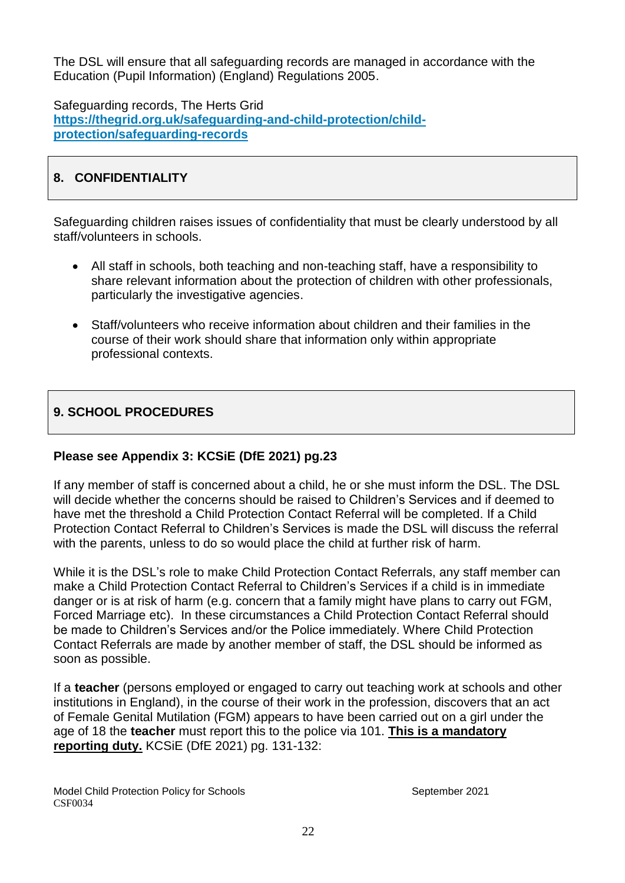The DSL will ensure that all safeguarding records are managed in accordance with the Education (Pupil Information) (England) Regulations 2005.

Safeguarding records, The Herts Grid
**[https://thegrid.org.uk/safeguarding-and-child-protection/child-protection/safeguarding-records](https://thegrid.org.uk/safeguarding-and-child-protection/child-protection/safeguarding-records)**

## 8. CONFIDENTIALITY

Safeguarding children raises issues of confidentiality that must be clearly understood by all staff/volunteers in schools.

- All staff in schools, both teaching and non-teaching staff, have a responsibility to share relevant information about the protection of children with other professionals, particularly the investigative agencies.

- Staff/volunteers who receive information about children and their families in the course of their work should share that information only within appropriate professional contexts.

## 9. SCHOOL PROCEDURES

**Please see Appendix 3: KCSiE (DfE 2021) pg.23**

If any member of staff is concerned about a child, he or she must inform the DSL. The DSL will decide whether the concerns should be raised to Children's Services and if deemed to have met the threshold a Child Protection Contact Referral will be completed. If a Child Protection Contact Referral to Children's Services is made the DSL will discuss the referral with the parents, unless to do so would place the child at further risk of harm.

While it is the DSL's role to make Child Protection Contact Referrals, any staff member can make a Child Protection Contact Referral to Children's Services if a child is in immediate danger or is at risk of harm (e.g. concern that a family might have plans to carry out FGM, Forced Marriage etc). In these circumstances a Child Protection Contact Referral should be made to Children's Services and/or the Police immediately. Where Child Protection Contact Referrals are made by another member of staff, the DSL should be informed as soon as possible.

If a **teacher** (persons employed or engaged to carry out teaching work at schools and other institutions in England), in the course of their work in the profession, discovers that an act of Female Genital Mutilation (FGM) appears to have been carried out on a girl under the age of 18 the **teacher** must report this to the police via 101. **<u>This is a mandatory reporting duty.</u>** KCSiE (DfE 2021) pg. 131-132: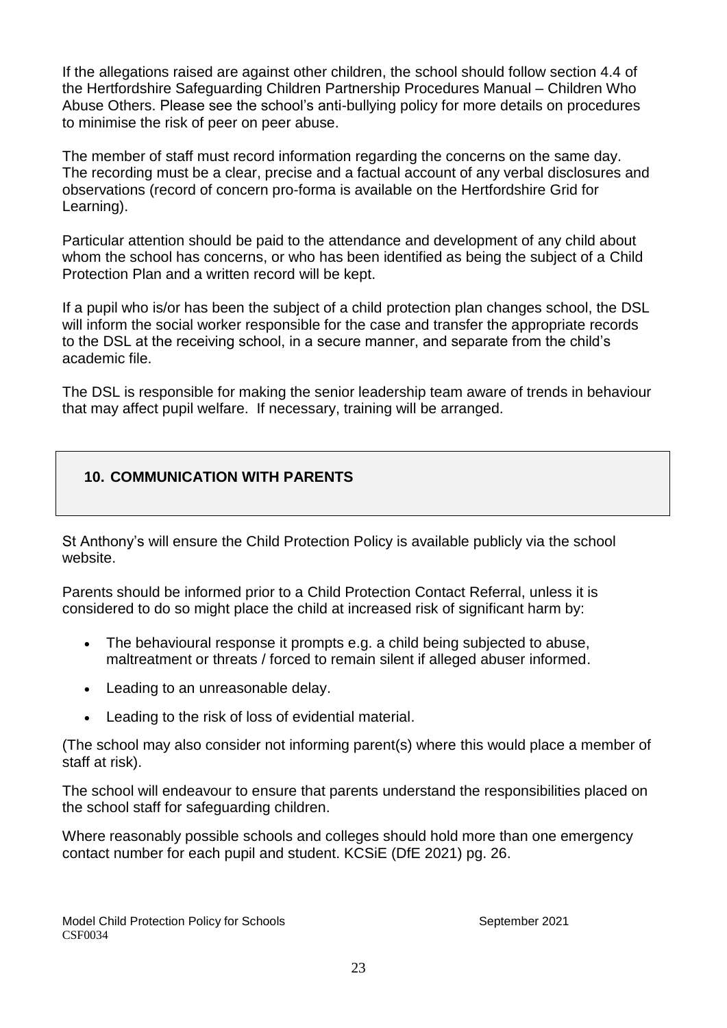If the allegations raised are against other children, the school should follow section 4.4 of the Hertfordshire Safeguarding Children Partnership Procedures Manual – Children Who Abuse Others. Please see the school's anti-bullying policy for more details on procedures to minimise the risk of peer on peer abuse.

The member of staff must record information regarding the concerns on the same day. The recording must be a clear, precise and a factual account of any verbal disclosures and observations (record of concern pro-forma is available on the Hertfordshire Grid for Learning).

Particular attention should be paid to the attendance and development of any child about whom the school has concerns, or who has been identified as being the subject of a Child Protection Plan and a written record will be kept.

If a pupil who is/or has been the subject of a child protection plan changes school, the DSL will inform the social worker responsible for the case and transfer the appropriate records to the DSL at the receiving school, in a secure manner, and separate from the child's academic file.

The DSL is responsible for making the senior leadership team aware of trends in behaviour that may affect pupil welfare. If necessary, training will be arranged.

## 10. COMMUNICATION WITH PARENTS

St Anthony's will ensure the Child Protection Policy is available publicly via the school website.

Parents should be informed prior to a Child Protection Contact Referral, unless it is considered to do so might place the child at increased risk of significant harm by:

- The behavioural response it prompts e.g. a child being subjected to abuse, maltreatment or threats / forced to remain silent if alleged abuser informed.
- Leading to an unreasonable delay.
- Leading to the risk of loss of evidential material.

(The school may also consider not informing parent(s) where this would place a member of staff at risk).

The school will endeavour to ensure that parents understand the responsibilities placed on the school staff for safeguarding children.

Where reasonably possible schools and colleges should hold more than one emergency contact number for each pupil and student. KCSiE (DfE 2021) pg. 26.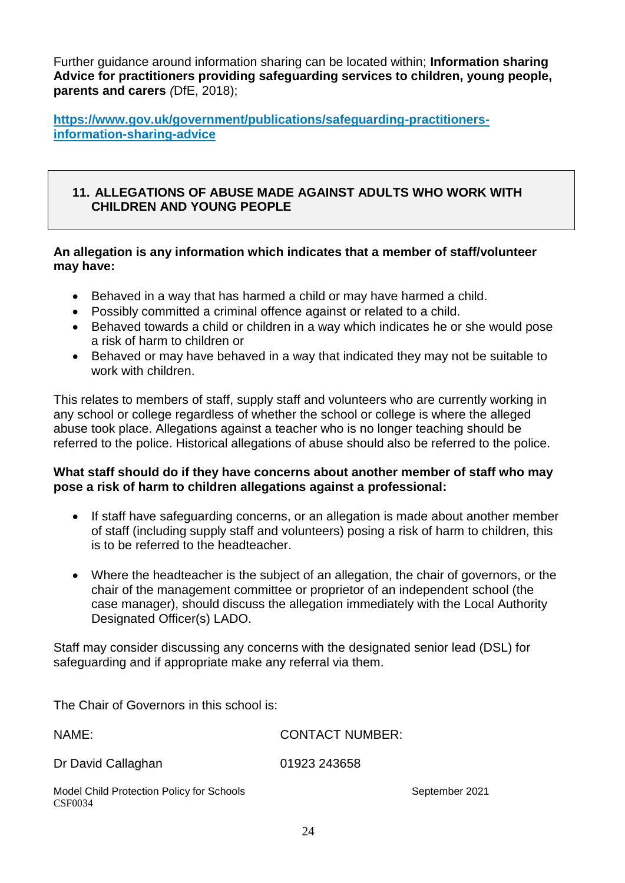Further guidance around information sharing can be located within; **Information sharing Advice for practitioners providing safeguarding services to children, young people, parents and carers** *(*DfE, 2018);

[https://www.gov.uk/government/publications/safeguarding-practitioners-information-sharing-advice](https://www.gov.uk/government/publications/safeguarding-practitioners-information-sharing-advice)

## 11. ALLEGATIONS OF ABUSE MADE AGAINST ADULTS WHO WORK WITH CHILDREN AND YOUNG PEOPLE

**An allegation is any information which indicates that a member of staff/volunteer may have:**

- Behaved in a way that has harmed a child or may have harmed a child.
- Possibly committed a criminal offence against or related to a child.
- Behaved towards a child or children in a way which indicates he or she would pose a risk of harm to children or
- Behaved or may have behaved in a way that indicated they may not be suitable to work with children.

This relates to members of staff, supply staff and volunteers who are currently working in any school or college regardless of whether the school or college is where the alleged abuse took place. Allegations against a teacher who is no longer teaching should be referred to the police. Historical allegations of abuse should also be referred to the police.

**What staff should do if they have concerns about another member of staff who may pose a risk of harm to children allegations against a professional:**

- If staff have safeguarding concerns, or an allegation is made about another member of staff (including supply staff and volunteers) posing a risk of harm to children, this is to be referred to the headteacher.

- Where the headteacher is the subject of an allegation, the chair of governors, or the chair of the management committee or proprietor of an independent school (the case manager), should discuss the allegation immediately with the Local Authority Designated Officer(s) LADO.

Staff may consider discussing any concerns with the designated senior lead (DSL) for safeguarding and if appropriate make any referral via them.

The Chair of Governors in this school is:

| NAME: | CONTACT NUMBER: |
|---|---|
| Dr David Callaghan | 01923 243658 |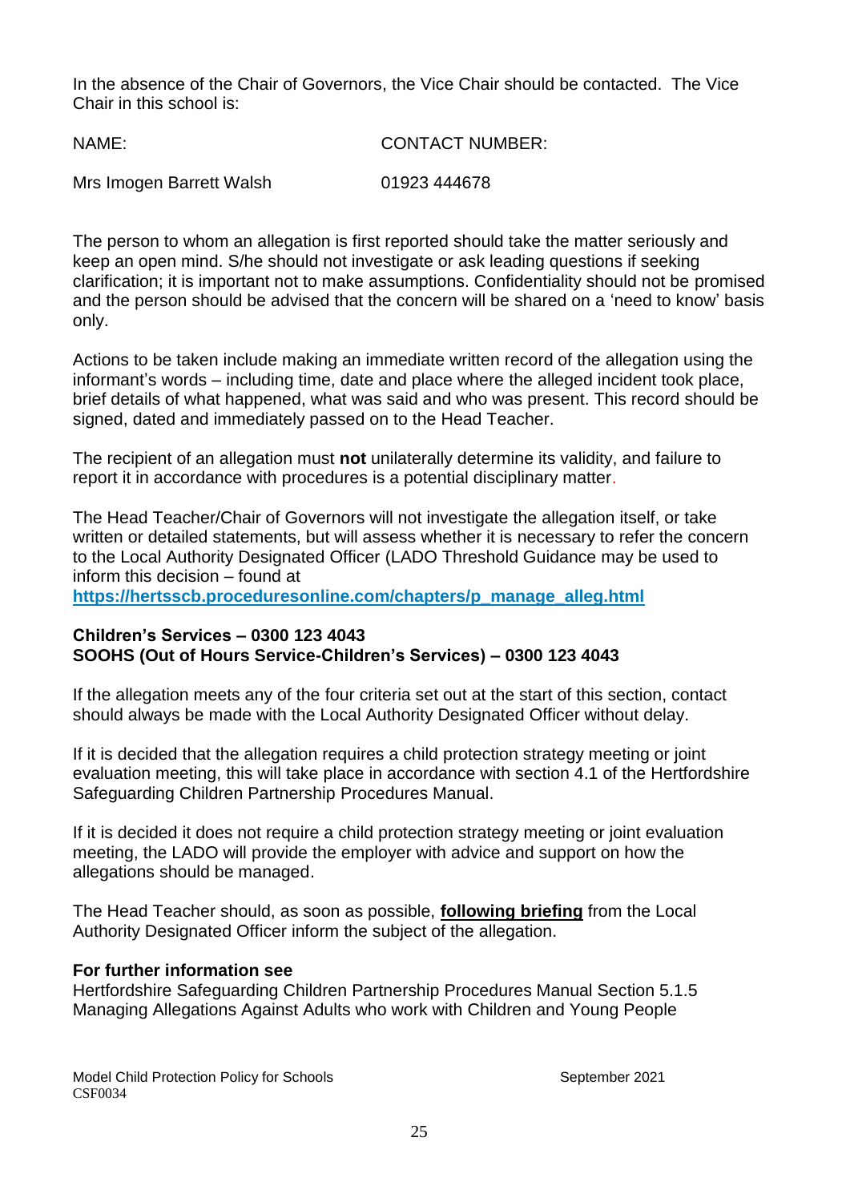In the absence of the Chair of Governors, the Vice Chair should be contacted. The Vice Chair in this school is:

| NAME: | CONTACT NUMBER: |
|---|---|
| Mrs Imogen Barrett Walsh | 01923 444678 |

The person to whom an allegation is first reported should take the matter seriously and keep an open mind. S/he should not investigate or ask leading questions if seeking clarification; it is important not to make assumptions. Confidentiality should not be promised and the person should be advised that the concern will be shared on a 'need to know' basis only.

Actions to be taken include making an immediate written record of the allegation using the informant's words – including time, date and place where the alleged incident took place, brief details of what happened, what was said and who was present. This record should be signed, dated and immediately passed on to the Head Teacher.

The recipient of an allegation must **not** unilaterally determine its validity, and failure to report it in accordance with procedures is a potential disciplinary matter.

The Head Teacher/Chair of Governors will not investigate the allegation itself, or take written or detailed statements, but will assess whether it is necessary to refer the concern to the Local Authority Designated Officer (LADO Threshold Guidance may be used to inform this decision – found at **https://hertsscb.proceduresonline.com/chapters/p_manage_alleg.html**

**Children's Services – 0300 123 4043**
**SOOHS (Out of Hours Service-Children's Services) – 0300 123 4043**

If the allegation meets any of the four criteria set out at the start of this section, contact should always be made with the Local Authority Designated Officer without delay.

If it is decided that the allegation requires a child protection strategy meeting or joint evaluation meeting, this will take place in accordance with section 4.1 of the Hertfordshire Safeguarding Children Partnership Procedures Manual.

If it is decided it does not require a child protection strategy meeting or joint evaluation meeting, the LADO will provide the employer with advice and support on how the allegations should be managed.

The Head Teacher should, as soon as possible, **following briefing** from the Local Authority Designated Officer inform the subject of the allegation.

**For further information see**
Hertfordshire Safeguarding Children Partnership Procedures Manual Section 5.1.5 Managing Allegations Against Adults who work with Children and Young People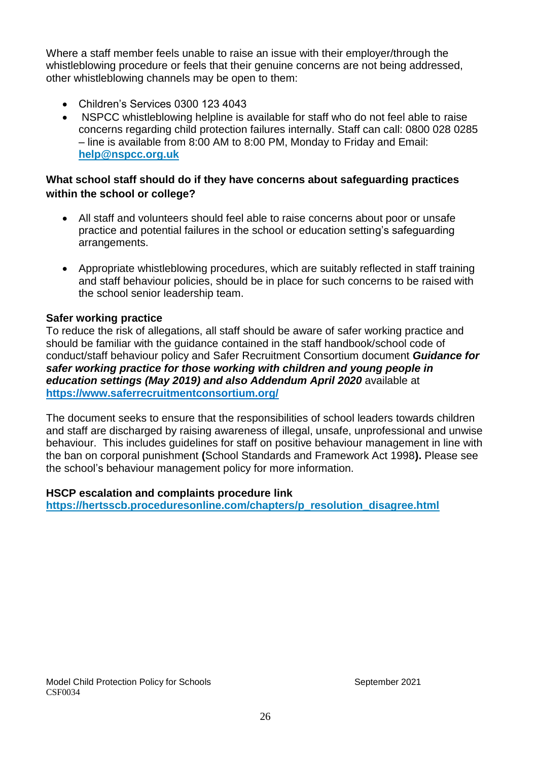Where a staff member feels unable to raise an issue with their employer/through the whistleblowing procedure or feels that their genuine concerns are not being addressed, other whistleblowing channels may be open to them:

- Children's Services 0300 123 4043
- NSPCC whistleblowing helpline is available for staff who do not feel able to raise concerns regarding child protection failures internally. Staff can call: 0800 028 0285 – line is available from 8:00 AM to 8:00 PM, Monday to Friday and Email: **[help@nspcc.org.uk](mailto:help@nspcc.org.uk)**

**What school staff should do if they have concerns about safeguarding practices within the school or college?**

- All staff and volunteers should feel able to raise concerns about poor or unsafe practice and potential failures in the school or education setting's safeguarding arrangements.

- Appropriate whistleblowing procedures, which are suitably reflected in staff training and staff behaviour policies, should be in place for such concerns to be raised with the school senior leadership team.

**Safer working practice**

To reduce the risk of allegations, all staff should be aware of safer working practice and should be familiar with the guidance contained in the staff handbook/school code of conduct/staff behaviour policy and Safer Recruitment Consortium document ***Guidance for safer working practice for those working with children and young people in education settings (May 2019) and also Addendum April 2020*** available at **[https://www.saferrecruitmentconsortium.org/](https://www.saferrecruitmentconsortium.org/)**

The document seeks to ensure that the responsibilities of school leaders towards children and staff are discharged by raising awareness of illegal, unsafe, unprofessional and unwise behaviour. This includes guidelines for staff on positive behaviour management in line with the ban on corporal punishment **(**School Standards and Framework Act 1998**).** Please see the school's behaviour management policy for more information.

**HSCP escalation and complaints procedure link**

**[https://hertsscb.proceduresonline.com/chapters/p_resolution_disagree.html](https://hertsscb.proceduresonline.com/chapters/p_resolution_disagree.html)**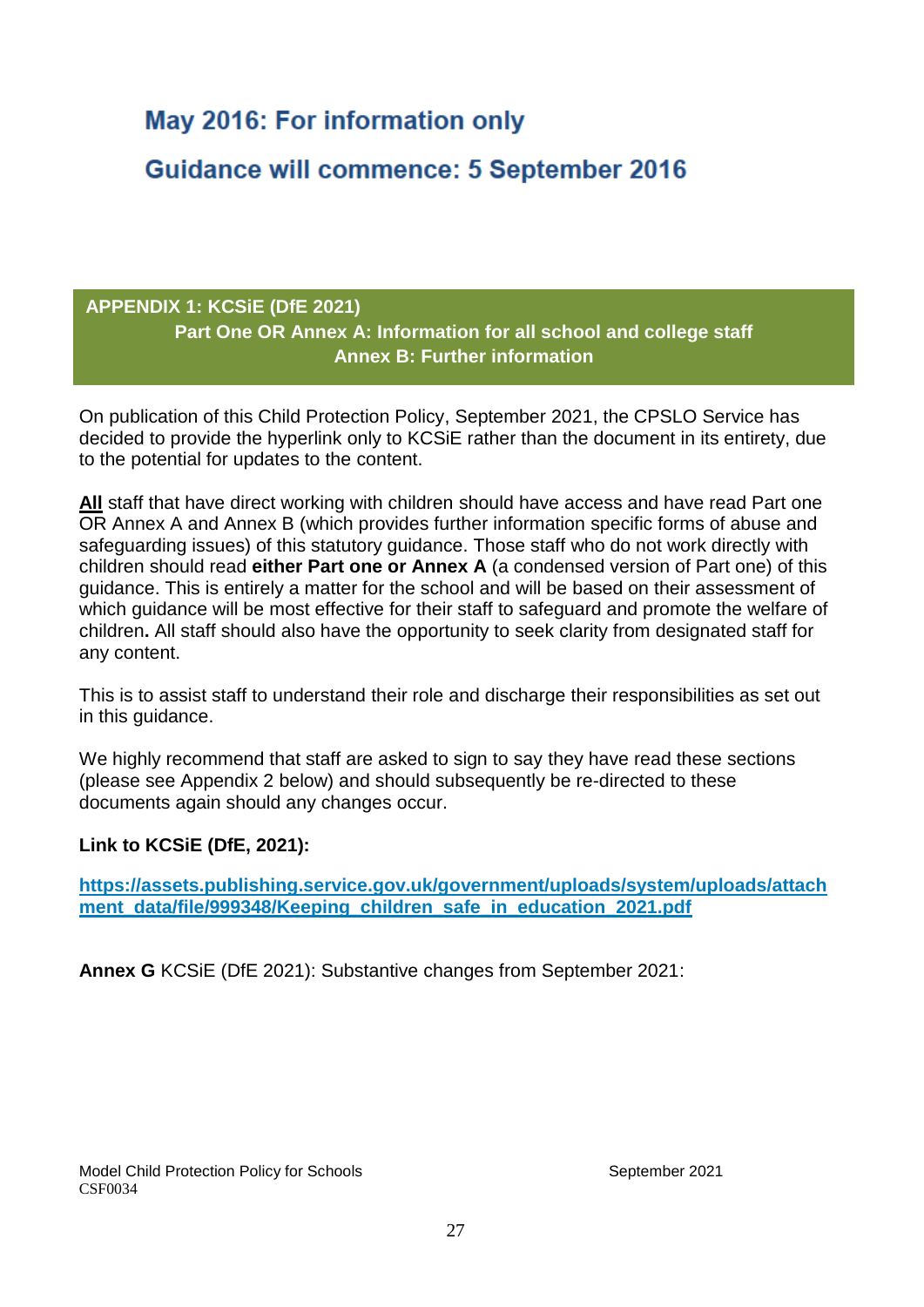May 2016: For information only

Guidance will commence: 5 September 2016

## APPENDIX 1: KCSiE (DfE 2021)

**Part One OR Annex A: Information for all school and college staff**
**Annex B: Further information**

On publication of this Child Protection Policy, September 2021, the CPSLO Service has decided to provide the hyperlink only to KCSiE rather than the document in its entirety, due to the potential for updates to the content.

**All** staff that have direct working with children should have access and have read Part one OR Annex A and Annex B (which provides further information specific forms of abuse and safeguarding issues) of this statutory guidance. Those staff who do not work directly with children should read **either Part one or Annex A** (a condensed version of Part one) of this guidance. This is entirely a matter for the school and will be based on their assessment of which guidance will be most effective for their staff to safeguard and promote the welfare of children**.** All staff should also have the opportunity to seek clarity from designated staff for any content.

This is to assist staff to understand their role and discharge their responsibilities as set out in this guidance.

We highly recommend that staff are asked to sign to say they have read these sections (please see Appendix 2 below) and should subsequently be re-directed to these documents again should any changes occur.

**Link to KCSiE (DfE, 2021):**

https://assets.publishing.service.gov.uk/government/uploads/system/uploads/attachment_data/file/999348/Keeping_children_safe_in_education_2021.pdf

**Annex G** KCSiE (DfE 2021): Substantive changes from September 2021: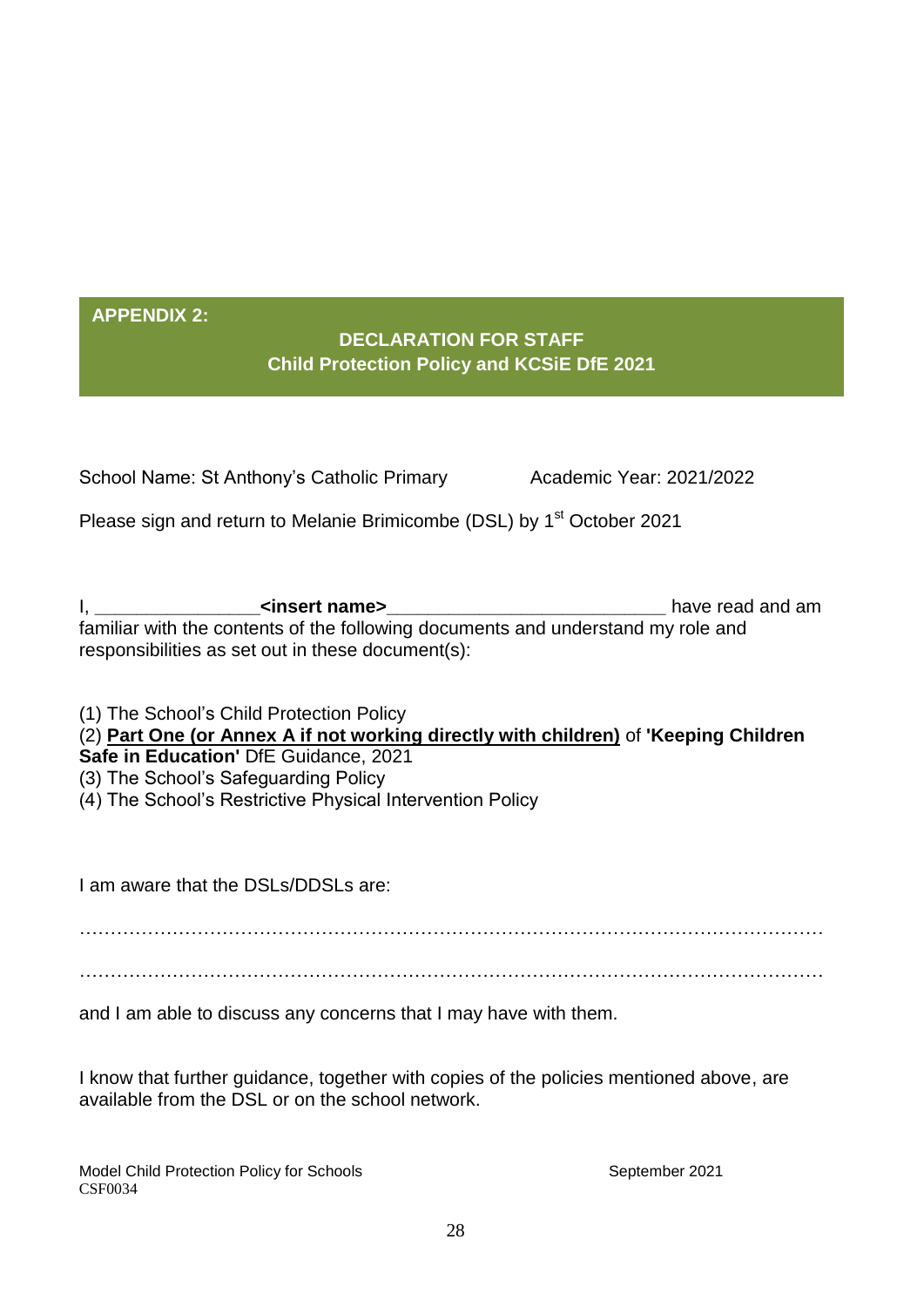**APPENDIX 2:**

## DECLARATION FOR STAFF
## Child Protection Policy and KCSiE DfE 2021

School Name: St Anthony's Catholic Primary Academic Year: 2021/2022

Please sign and return to Melanie Brimicombe (DSL) by 1st October 2021

I, ________________**<insert name>**___________________________ have read and am familiar with the contents of the following documents and understand my role and responsibilities as set out in these document(s):

(1) The School's Child Protection Policy
(2) **Part One (or Annex A if not working directly with children)** of **'Keeping Children Safe in Education'** DfE Guidance, 2021
(3) The School's Safeguarding Policy
(4) The School's Restrictive Physical Intervention Policy

I am aware that the DSLs/DDSLs are:

……………………………………………………………………………………………………

……………………………………………………………………………………………………

and I am able to discuss any concerns that I may have with them.

I know that further guidance, together with copies of the policies mentioned above, are available from the DSL or on the school network.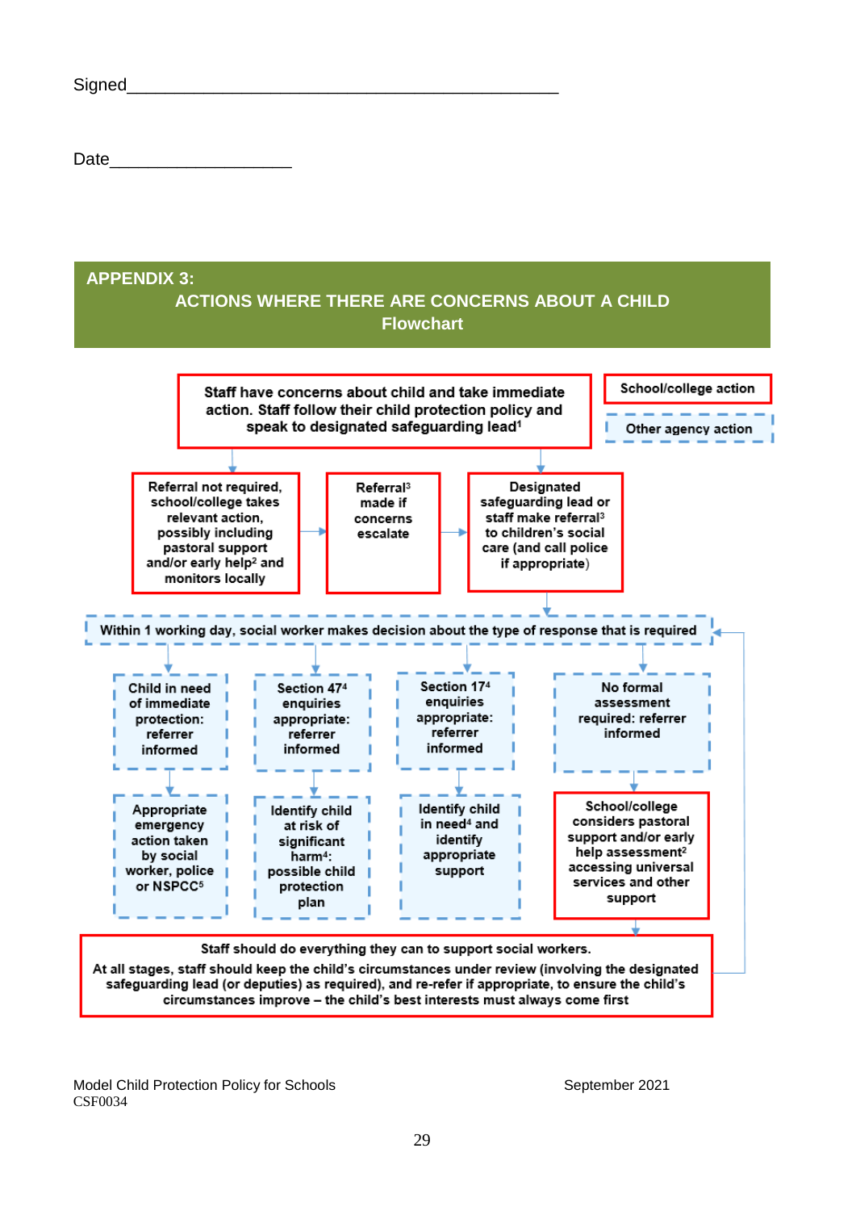Signed_____________________________________________

Date___________________

## APPENDIX 3:
## ACTIONS WHERE THERE ARE CONCERNS ABOUT A CHILD
## Flowchart

**School/college action**

**Other agency action**

**Staff have concerns about child and take immediate action. Staff follow their child protection policy and speak to designated safeguarding lead[1]**

**Referral not required, school/college takes relevant action, possibly including pastoral support and/or early help[2] and monitors locally**

**Referral[3] made if concerns escalate**

**Designated safeguarding lead or staff make referral[3] to children's social care (and call police if appropriate)**

**Within 1 working day, social worker makes decision about the type of response that is required**

**Child in need of immediate protection: referrer informed**

**Appropriate emergency action taken by social worker, police or NSPCC[5]**

**Section 47[4] enquiries appropriate: referrer informed**

**Identify child at risk of significant harm[4]: possible child protection plan**

**Section 17[4] enquiries appropriate: referrer informed**

**Identify child in need[4] and identify appropriate support**

**No formal assessment required: referrer informed**

**School/college considers pastoral support and/or early help assessment[2] accessing universal services and other support**

**Staff should do everything they can to support social workers.**

**At all stages, staff should keep the child's circumstances under review (involving the designated safeguarding lead (or deputies) as required), and re-refer if appropriate, to ensure the child's circumstances improve – the child's best interests must always come first**

Model Child Protection Policy for Schools
CSF0034

September 2021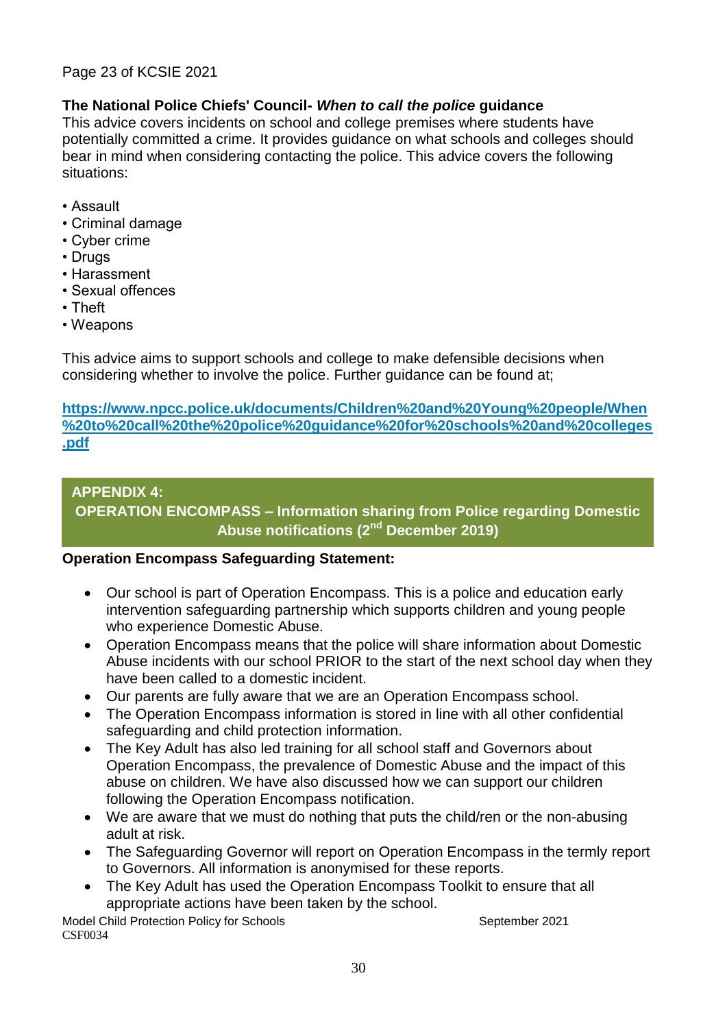Page 23 of KCSIE 2021

**The National Police Chiefs' Council- *When to call the police* guidance**

This advice covers incidents on school and college premises where students have potentially committed a crime. It provides guidance on what schools and colleges should bear in mind when considering contacting the police. This advice covers the following situations:

- Assault
- Criminal damage
- Cyber crime
- Drugs
- Harassment
- Sexual offences
- Theft
- Weapons

This advice aims to support schools and college to make defensible decisions when considering whether to involve the police. Further guidance can be found at;

[https://www.npcc.police.uk/documents/Children%20and%20Young%20people/When%20to%20call%20the%20police%20guidance%20for%20schools%20and%20colleges.pdf](https://www.npcc.police.uk/documents/Children%20and%20Young%20people/When%20to%20call%20the%20police%20guidance%20for%20schools%20and%20colleges.pdf)

## APPENDIX 4: OPERATION ENCOMPASS – Information sharing from Police regarding Domestic Abuse notifications (2nd December 2019)

**Operation Encompass Safeguarding Statement:**

- Our school is part of Operation Encompass. This is a police and education early intervention safeguarding partnership which supports children and young people who experience Domestic Abuse.
- Operation Encompass means that the police will share information about Domestic Abuse incidents with our school PRIOR to the start of the next school day when they have been called to a domestic incident.
- Our parents are fully aware that we are an Operation Encompass school.
- The Operation Encompass information is stored in line with all other confidential safeguarding and child protection information.
- The Key Adult has also led training for all school staff and Governors about Operation Encompass, the prevalence of Domestic Abuse and the impact of this abuse on children. We have also discussed how we can support our children following the Operation Encompass notification.
- We are aware that we must do nothing that puts the child/ren or the non-abusing adult at risk.
- The Safeguarding Governor will report on Operation Encompass in the termly report to Governors. All information is anonymised for these reports.
- The Key Adult has used the Operation Encompass Toolkit to ensure that all appropriate actions have been taken by the school.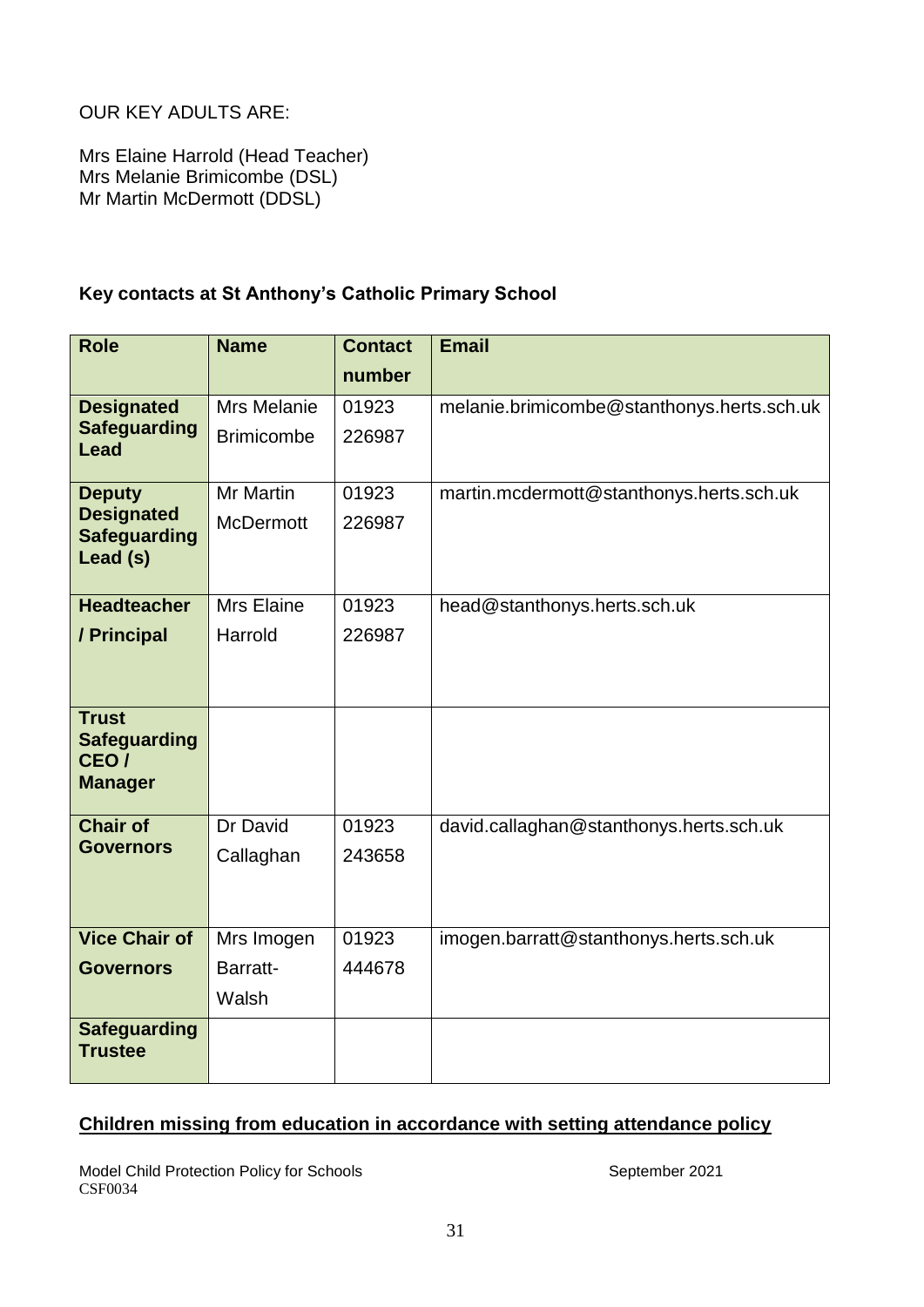OUR KEY ADULTS ARE:

Mrs Elaine Harrold (Head Teacher)
Mrs Melanie Brimicombe (DSL)
Mr Martin McDermott (DDSL)

**Key contacts at St Anthony's Catholic Primary School**

| Role | Name | Contact number | Email |
|---|---|---|---|
| **Designated Safeguarding Lead** | Mrs Melanie Brimicombe | 01923 226987 | melanie.brimicombe@stanthonys.herts.sch.uk |
| **Deputy Designated Safeguarding Lead (s)** | Mr Martin McDermott | 01923 226987 | martin.mcdermott@stanthonys.herts.sch.uk |
| **Headteacher / Principal** | Mrs Elaine Harrold | 01923 226987 | head@stanthonys.herts.sch.uk |
| **Trust Safeguarding CEO / Manager** | | | |
| **Chair of Governors** | Dr David Callaghan | 01923 243658 | david.callaghan@stanthonys.herts.sch.uk |
| **Vice Chair of Governors** | Mrs Imogen Barratt-Walsh | 01923 444678 | imogen.barratt@stanthonys.herts.sch.uk |
| **Safeguarding Trustee** | | | |

**<u>Children missing from education in accordance with setting attendance policy</u>**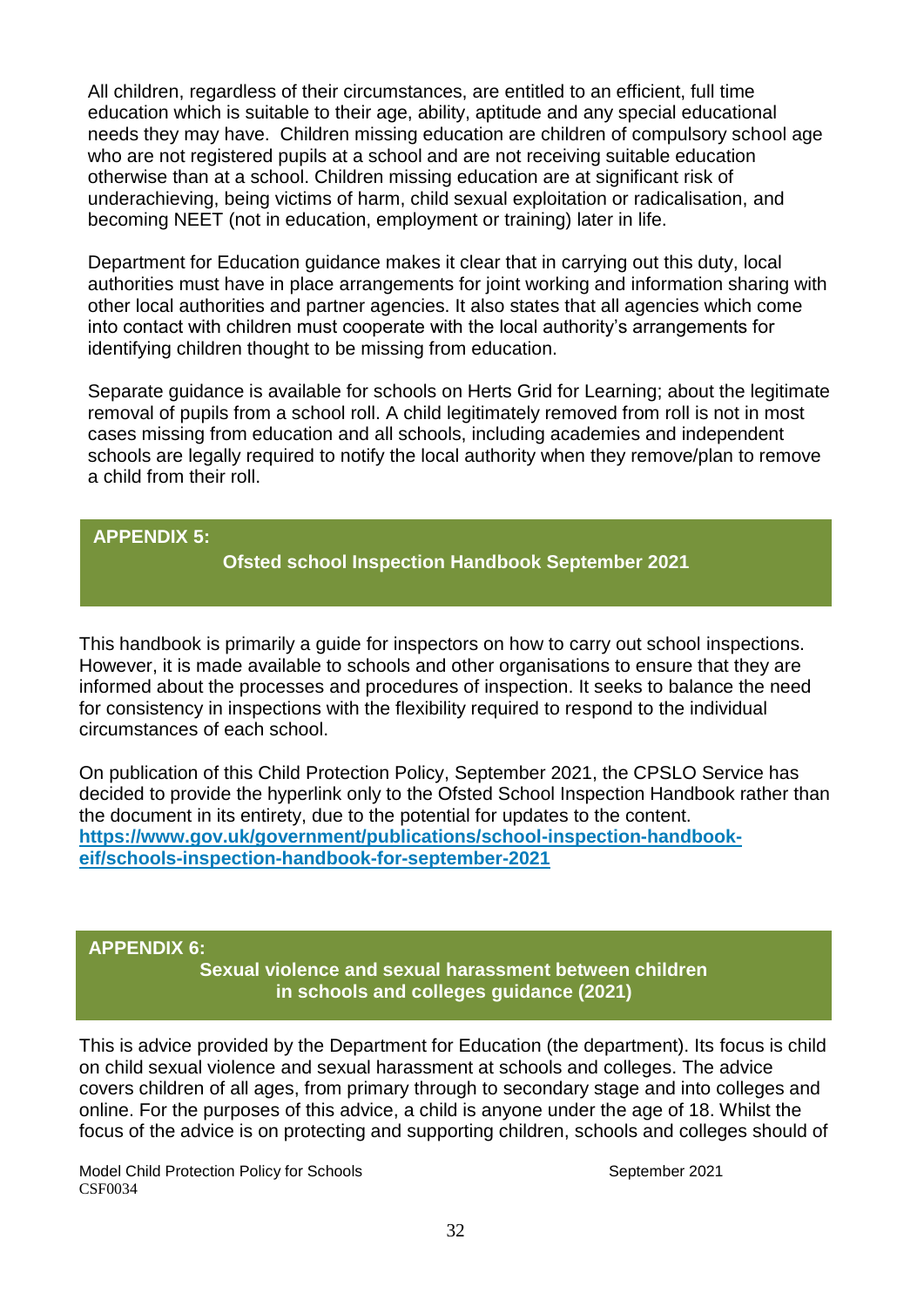All children, regardless of their circumstances, are entitled to an efficient, full time education which is suitable to their age, ability, aptitude and any special educational needs they may have. Children missing education are children of compulsory school age who are not registered pupils at a school and are not receiving suitable education otherwise than at a school. Children missing education are at significant risk of underachieving, being victims of harm, child sexual exploitation or radicalisation, and becoming NEET (not in education, employment or training) later in life.

Department for Education guidance makes it clear that in carrying out this duty, local authorities must have in place arrangements for joint working and information sharing with other local authorities and partner agencies. It also states that all agencies which come into contact with children must cooperate with the local authority's arrangements for identifying children thought to be missing from education.

Separate guidance is available for schools on Herts Grid for Learning; about the legitimate removal of pupils from a school roll. A child legitimately removed from roll is not in most cases missing from education and all schools, including academies and independent schools are legally required to notify the local authority when they remove/plan to remove a child from their roll.

## APPENDIX 5: Ofsted school Inspection Handbook September 2021

This handbook is primarily a guide for inspectors on how to carry out school inspections. However, it is made available to schools and other organisations to ensure that they are informed about the processes and procedures of inspection. It seeks to balance the need for consistency in inspections with the flexibility required to respond to the individual circumstances of each school.

On publication of this Child Protection Policy, September 2021, the CPSLO Service has decided to provide the hyperlink only to the Ofsted School Inspection Handbook rather than the document in its entirety, due to the potential for updates to the content.
[https://www.gov.uk/government/publications/school-inspection-handbook-eif/schools-inspection-handbook-for-september-2021](https://www.gov.uk/government/publications/school-inspection-handbook-eif/schools-inspection-handbook-for-september-2021)

## APPENDIX 6: Sexual violence and sexual harassment between children in schools and colleges guidance (2021)

This is advice provided by the Department for Education (the department). Its focus is child on child sexual violence and sexual harassment at schools and colleges. The advice covers children of all ages, from primary through to secondary stage and into colleges and online. For the purposes of this advice, a child is anyone under the age of 18. Whilst the focus of the advice is on protecting and supporting children, schools and colleges should of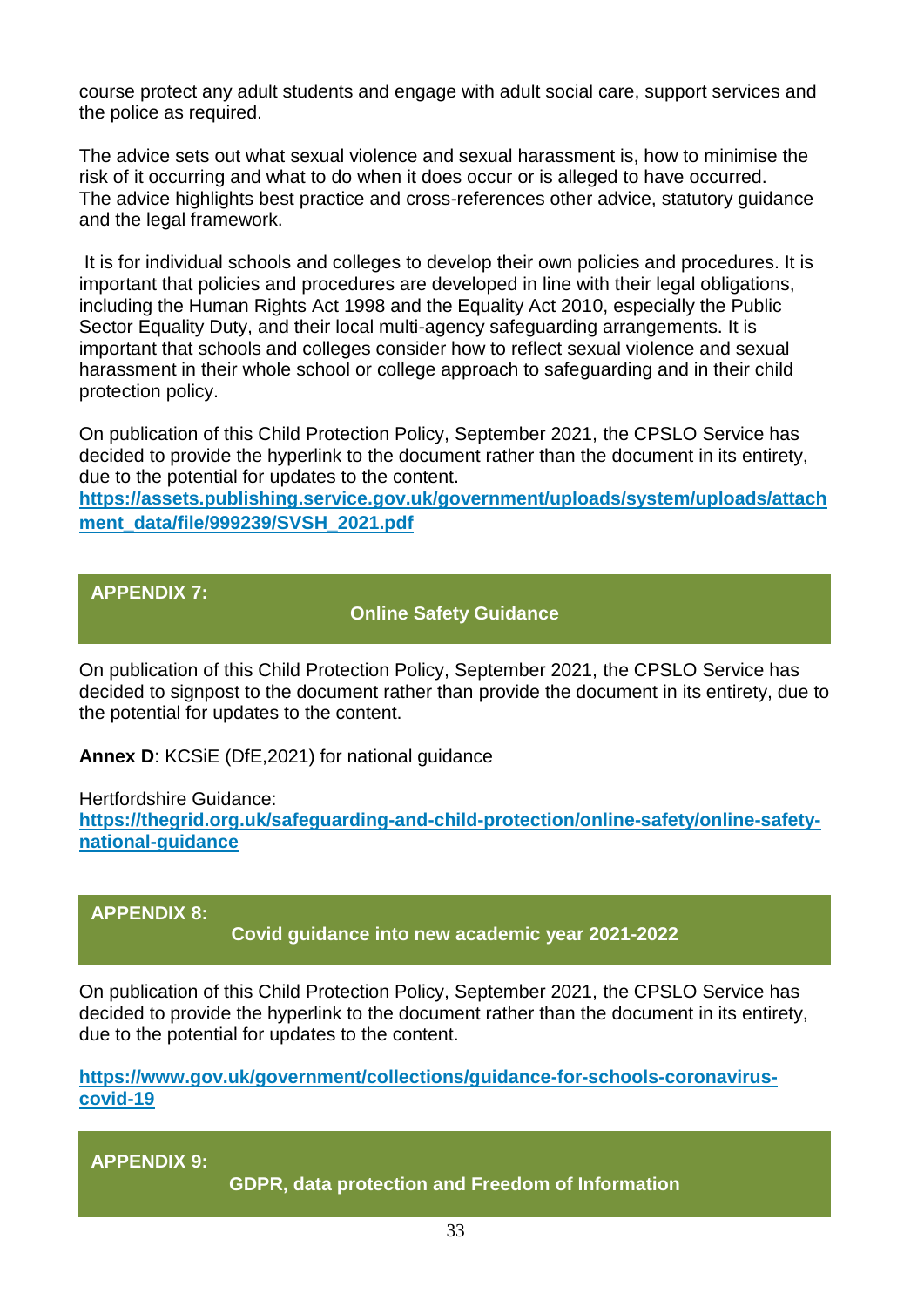course protect any adult students and engage with adult social care, support services and the police as required.

The advice sets out what sexual violence and sexual harassment is, how to minimise the risk of it occurring and what to do when it does occur or is alleged to have occurred. The advice highlights best practice and cross-references other advice, statutory guidance and the legal framework.

It is for individual schools and colleges to develop their own policies and procedures. It is important that policies and procedures are developed in line with their legal obligations, including the Human Rights Act 1998 and the Equality Act 2010, especially the Public Sector Equality Duty, and their local multi-agency safeguarding arrangements. It is important that schools and colleges consider how to reflect sexual violence and sexual harassment in their whole school or college approach to safeguarding and in their child protection policy.

On publication of this Child Protection Policy, September 2021, the CPSLO Service has decided to provide the hyperlink to the document rather than the document in its entirety, due to the potential for updates to the content.
**https://assets.publishing.service.gov.uk/government/uploads/system/uploads/attachment_data/file/999239/SVSH_2021.pdf**

## APPENDIX 7: Online Safety Guidance

On publication of this Child Protection Policy, September 2021, the CPSLO Service has decided to signpost to the document rather than provide the document in its entirety, due to the potential for updates to the content.

**Annex D**: KCSiE (DfE,2021) for national guidance

Hertfordshire Guidance:
**https://thegrid.org.uk/safeguarding-and-child-protection/online-safety/online-safety-national-guidance**

## APPENDIX 8: Covid guidance into new academic year 2021-2022

On publication of this Child Protection Policy, September 2021, the CPSLO Service has decided to provide the hyperlink to the document rather than the document in its entirety, due to the potential for updates to the content.

**https://www.gov.uk/government/collections/guidance-for-schools-coronavirus-covid-19**

## APPENDIX 9: GDPR, data protection and Freedom of Information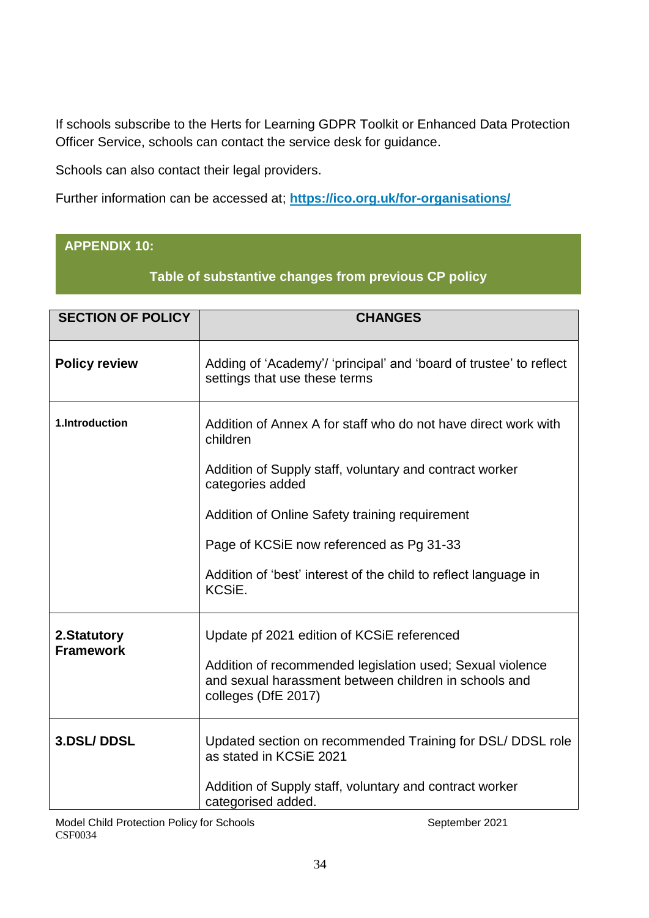If schools subscribe to the Herts for Learning GDPR Toolkit or Enhanced Data Protection Officer Service, schools can contact the service desk for guidance.

Schools can also contact their legal providers.

Further information can be accessed at; **https://ico.org.uk/for-organisations/**

## APPENDIX 10:

### Table of substantive changes from previous CP policy

| SECTION OF POLICY | CHANGES |
|---|---|
| **Policy review** | Adding of 'Academy'/ 'principal' and 'board of trustee' to reflect settings that use these terms |
| **1.Introduction** | Addition of Annex A for staff who do not have direct work with children<br><br>Addition of Supply staff, voluntary and contract worker categories added<br><br>Addition of Online Safety training requirement<br><br>Page of KCSiE now referenced as Pg 31-33<br><br>Addition of 'best' interest of the child to reflect language in KCSiE. |
| **2.Statutory Framework** | Update pf 2021 edition of KCSiE referenced<br><br>Addition of recommended legislation used; Sexual violence and sexual harassment between children in schools and colleges (DfE 2017) |
| **3.DSL/ DDSL** | Updated section on recommended Training for DSL/ DDSL role as stated in KCSiE 2021<br><br>Addition of Supply staff, voluntary and contract worker categorised added. |

Model Child Protection Policy for Schools September 2021
CSF0034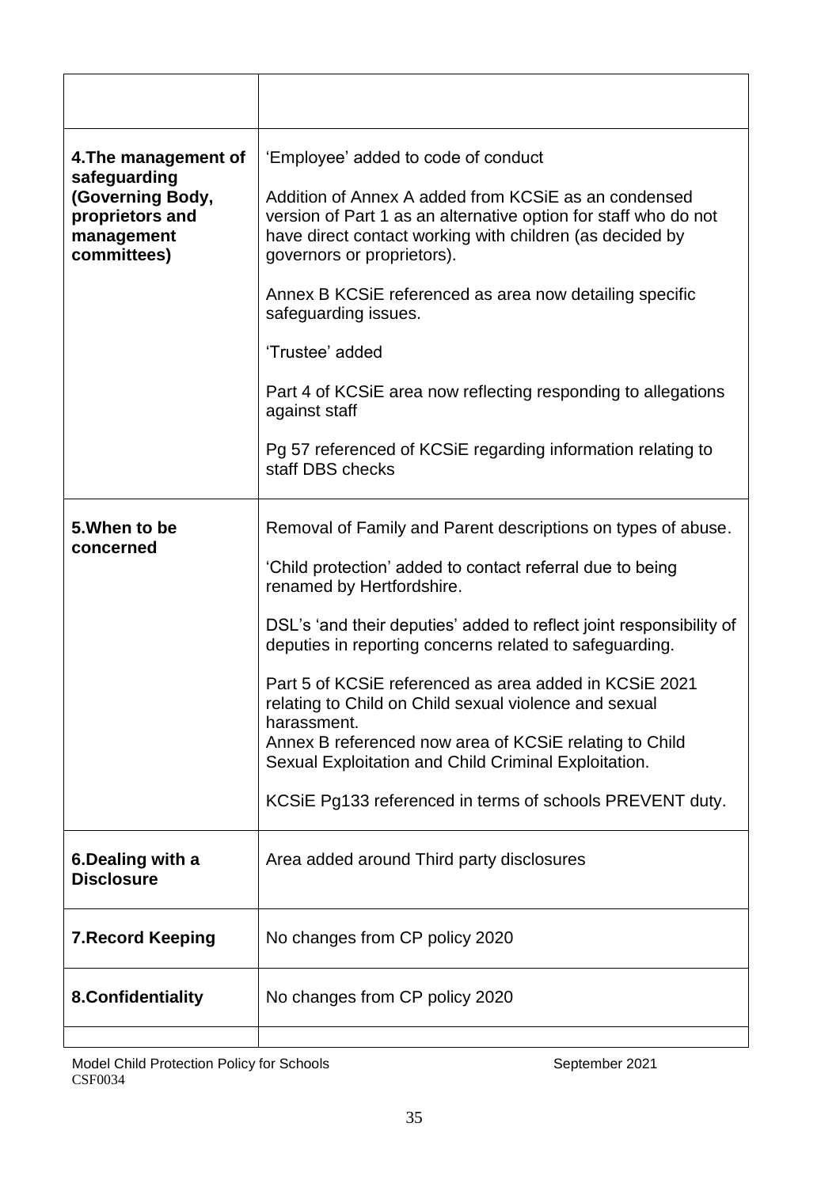| | |
|---|---|
| **4.The management of safeguarding (Governing Body, proprietors and management committees)** | 'Employee' added to code of conduct<br><br>Addition of Annex A added from KCSiE as an condensed version of Part 1 as an alternative option for staff who do not have direct contact working with children (as decided by governors or proprietors).<br><br>Annex B KCSiE referenced as area now detailing specific safeguarding issues.<br><br>'Trustee' added<br><br>Part 4 of KCSiE area now reflecting responding to allegations against staff<br><br>Pg 57 referenced of KCSiE regarding information relating to staff DBS checks |
| **5.When to be concerned** | Removal of Family and Parent descriptions on types of abuse.<br><br>'Child protection' added to contact referral due to being renamed by Hertfordshire.<br><br>DSL's 'and their deputies' added to reflect joint responsibility of deputies in reporting concerns related to safeguarding.<br><br>Part 5 of KCSiE referenced as area added in KCSiE 2021 relating to Child on Child sexual violence and sexual harassment.<br>Annex B referenced now area of KCSiE relating to Child Sexual Exploitation and Child Criminal Exploitation.<br><br>KCSiE Pg133 referenced in terms of schools PREVENT duty. |
| **6.Dealing with a Disclosure** | Area added around Third party disclosures |
| **7.Record Keeping** | No changes from CP policy 2020 |
| **8.Confidentiality** | No changes from CP policy 2020 |
| | |

Model Child Protection Policy for Schools September 2021
CSF0034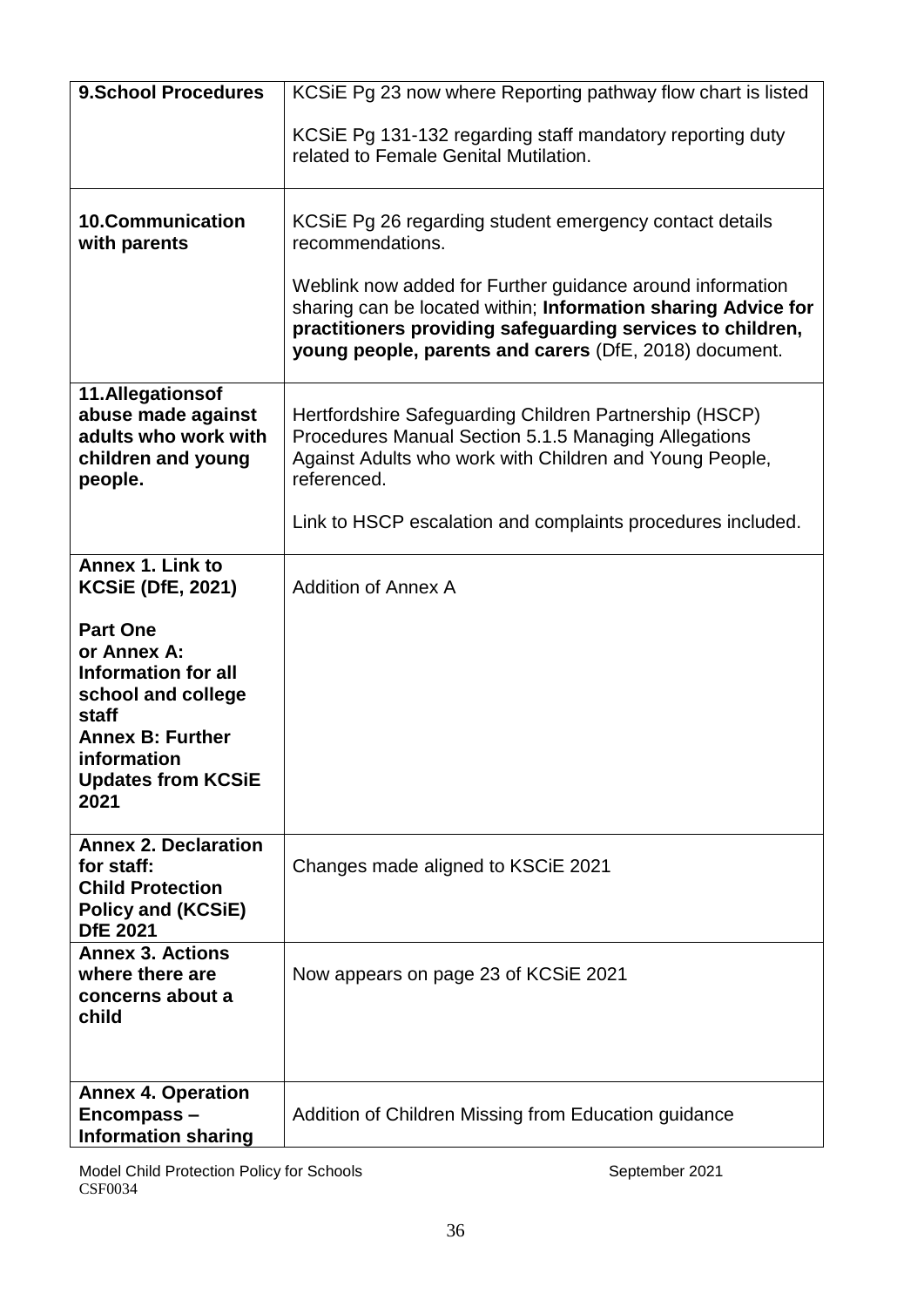| | |
|---|---|
| **9.School Procedures** | KCSiE Pg 23 now where Reporting pathway flow chart is listed<br><br>KCSiE Pg 131-132 regarding staff mandatory reporting duty related to Female Genital Mutilation. |
| **10.Communication with parents** | KCSiE Pg 26 regarding student emergency contact details recommendations.<br><br>Weblink now added for Further guidance around information sharing can be located within; **Information sharing Advice for practitioners providing safeguarding services to children, young people, parents and carers** (DfE, 2018) document. |
| **11.Allegationsof abuse made against adults who work with children and young people.** | Hertfordshire Safeguarding Children Partnership (HSCP) Procedures Manual Section 5.1.5 Managing Allegations Against Adults who work with Children and Young People, referenced.<br><br>Link to HSCP escalation and complaints procedures included. |
| **Annex 1. Link to KCSiE (DfE, 2021)**<br><br>**Part One or Annex A: Information for all school and college staff**<br>**Annex B: Further information**<br>**Updates from KCSiE 2021** | Addition of Annex A |
| **Annex 2. Declaration for staff: Child Protection Policy and (KCSiE) DfE 2021** | Changes made aligned to KSCiE 2021 |
| **Annex 3. Actions where there are concerns about a child** | Now appears on page 23 of KCSiE 2021 |
| **Annex 4. Operation Encompass – Information sharing** | Addition of Children Missing from Education guidance |

Model Child Protection Policy for Schools September 2021
CSF0034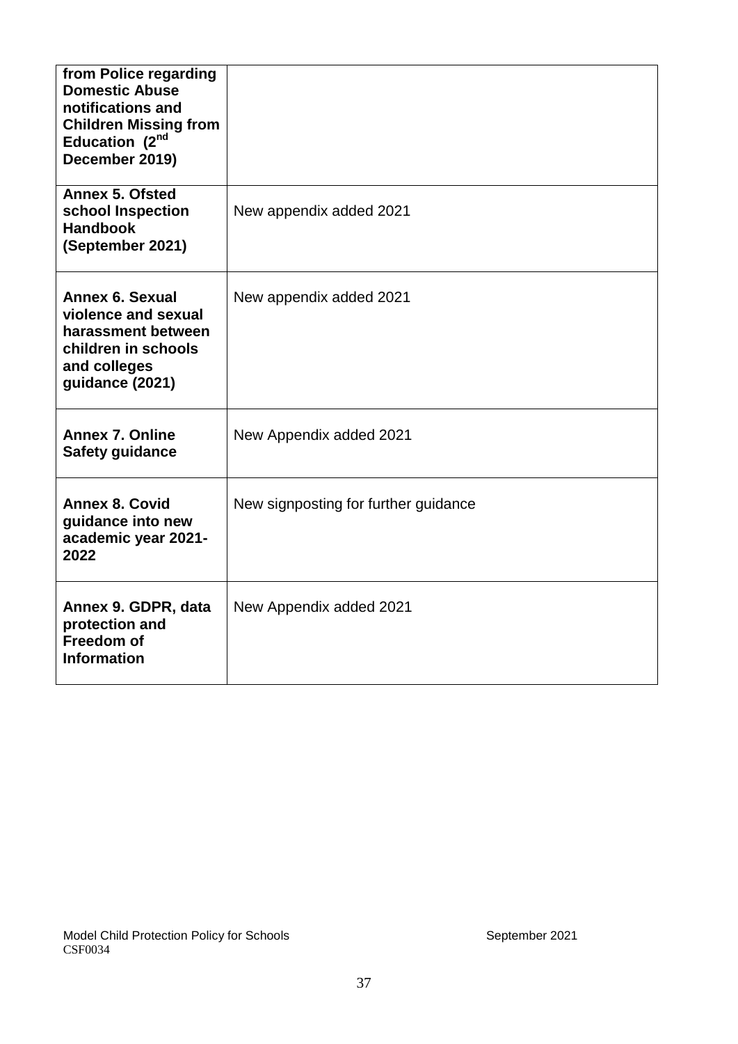| | |
|---|---|
| **from Police regarding Domestic Abuse notifications and Children Missing from Education (2nd December 2019)** | |
| **Annex 5. Ofsted school Inspection Handbook (September 2021)** | New appendix added 2021 |
| **Annex 6. Sexual violence and sexual harassment between children in schools and colleges guidance (2021)** | New appendix added 2021 |
| **Annex 7. Online Safety guidance** | New Appendix added 2021 |
| **Annex 8. Covid guidance into new academic year 2021-2022** | New signposting for further guidance |
| **Annex 9. GDPR, data protection and Freedom of Information** | New Appendix added 2021 |